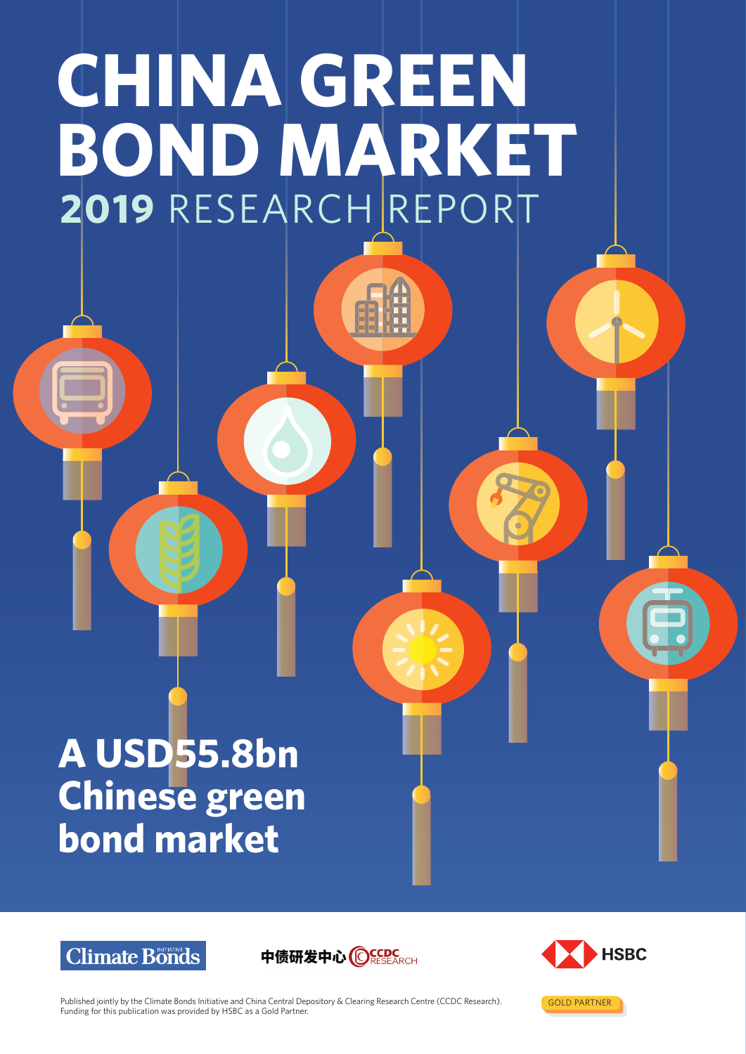# CHINA GREEN BOND MARKET

## 2019 RESEARCH REPORT

**A USD55.8bn Chinese green bond market**

Climate Bonds Initiative

中债研发中心 CCDC RESEARCH

HSBC

Published jointly by the Climate Bonds Initiative and China Central Depository & Clearing Research Centre (CCDC Research). Funding for this publication was provided by HSBC as a Gold Partner.

GOLD PARTNER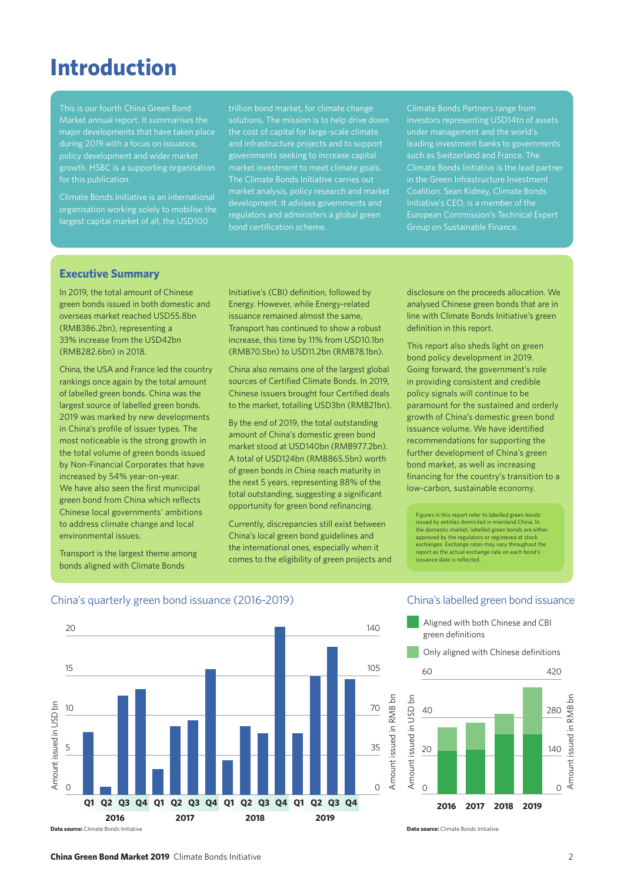# Introduction

This is our fourth China Green Bond Market annual report. It summarises the major developments that have taken place during 2019 with a focus on issuance, policy development and wider market growth. HSBC is a supporting organisation for this publication.

Climate Bonds Initiative is an international organisation working solely to mobilise the largest capital market of all, the USD100 trillion bond market, for climate change solutions. The mission is to help drive down the cost of capital for large-scale climate and infrastructure projects and to support governments seeking to increase capital market investment to meet climate goals. The Climate Bonds Initiative carries out market analysis, policy research and market development. It advises governments and regulators and administers a global green bond certification scheme.

Climate Bonds Partners range from investors representing USD14tn of assets under management and the world's leading investment banks to governments such as Switzerland and France. The Climate Bonds Initiative is the lead partner in the Green Infrastructure Investment Coalition. Sean Kidney, Climate Bonds Initiative's CEO, is a member of the European Commission's Technical Expert Group on Sustainable Finance.

## Executive Summary

In 2019, the total amount of Chinese green bonds issued in both domestic and overseas market reached USD55.8bn (RMB386.2bn), representing a 33% increase from the USD42bn (RMB282.6bn) in 2018.

China, the USA and France led the country rankings once again by the total amount of labelled green bonds. China was the largest source of labelled green bonds. 2019 was marked by new developments in China's profile of issuer types. The most noticeable is the strong growth in the total volume of green bonds issued by Non-Financial Corporates that have increased by 54% year-on-year. We have also seen the first municipal green bond from China which reflects Chinese local governments' ambitions to address climate change and local environmental issues.

Transport is the largest theme among bonds aligned with Climate Bonds Initiative's (CBI) definition, followed by Energy. However, while Energy-related issuance remained almost the same, Transport has continued to show a robust increase, this time by 11% from USD10.1bn (RMB70.5bn) to USD11.2bn (RMB78.1bn).

China also remains one of the largest global sources of Certified Climate Bonds. In 2019, Chinese issuers brought four Certified deals to the market, totalling USD3bn (RMB21bn).

By the end of 2019, the total outstanding amount of China's domestic green bond market stood at USD140bn (RMB977.2bn). A total of USD124bn (RMB865.5bn) worth of green bonds in China reach maturity in the next 5 years, representing 88% of the total outstanding, suggesting a significant opportunity for green bond refinancing.

Currently, discrepancies still exist between China's local green bond guidelines and the international ones, especially when it comes to the eligibility of green projects and disclosure on the proceeds allocation. We analysed Chinese green bonds that are in line with Climate Bonds Initiative's green definition in this report.

This report also sheds light on green bond policy development in 2019. Going forward, the government's role in providing consistent and credible policy signals will continue to be paramount for the sustained and orderly growth of China's domestic green bond issuance volume. We have identified recommendations for supporting the further development of China's green bond market, as well as increasing financing for the country's transition to a low-carbon, sustainable economy.

Figures in this report refer to labelled green bonds issued by entities domiciled in mainland China. In the domestic market, labelled green bonds are either approved by the regulators or registered at stock exchanges. Exchange rates may vary throughout the report as the actual exchange rate on each bond's issuance date is reflected.

### China's quarterly green bond issuance (2016-2019)

Amount issued in USD bn (left axis: 0–20); Amount issued in RMB bn (right axis: 0–140). Quarters Q1–Q4 for 2016, 2017, 2018, 2019.

**Data source:** Climate Bonds Initiative

### China's labelled green bond issuance

- Aligned with both Chinese and CBI green definitions
- Only aligned with Chinese definitions

Amount issued in USD bn (left axis: 0–60); Amount issued in RMB bn (right axis: 0–420). Years: 2016, 2017, 2018, 2019.

**Data source:** Climate Bonds Initiative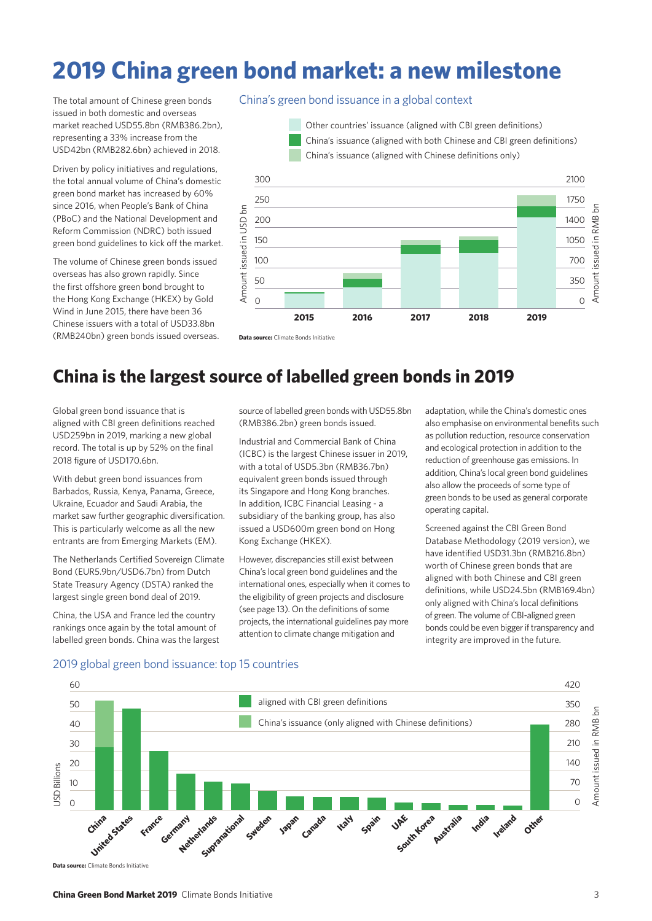# 2019 China green bond market: a new milestone

The total amount of Chinese green bonds issued in both domestic and overseas market reached USD55.8bn (RMB386.2bn), representing a 33% increase from the USD42bn (RMB282.6bn) achieved in 2018.

Driven by policy initiatives and regulations, the total annual volume of China's domestic green bond market has increased by 60% since 2016, when People's Bank of China (PBoC) and the National Development and Reform Commission (NDRC) both issued green bond guidelines to kick off the market.

The volume of Chinese green bonds issued overseas has also grown rapidly. Since the first offshore green bond brought to the Hong Kong Exchange (HKEX) by Gold Wind in June 2015, there have been 36 Chinese issuers with a total of USD33.8bn (RMB240bn) green bonds issued overseas.

China's green bond issuance in a global context

- Other countries' issuance (aligned with CBI green definitions)
- China's issuance (aligned with both Chinese and CBI green definitions)
- China's issuance (aligned with Chinese definitions only)

Amount issued in USD bn (left axis: 0–300); Amount issued in RMB bn (right axis: 0–2100); years 2015, 2016, 2017, 2018, 2019

**Data source:** Climate Bonds Initiative

## China is the largest source of labelled green bonds in 2019

Global green bond issuance that is aligned with CBI green definitions reached USD259bn in 2019, marking a new global record. The total is up by 52% on the final 2018 figure of USD170.6bn.

With debut green bond issuances from Barbados, Russia, Kenya, Panama, Greece, Ukraine, Ecuador and Saudi Arabia, the market saw further geographic diversification. This is particularly welcome as all the new entrants are from Emerging Markets (EM).

The Netherlands Certified Sovereign Climate Bond (EUR5.9bn/USD6.7bn) from Dutch State Treasury Agency (DSTA) ranked the largest single green bond deal of 2019.

China, the USA and France led the country rankings once again by the total amount of labelled green bonds. China was the largest source of labelled green bonds with USD55.8bn (RMB386.2bn) green bonds issued.

Industrial and Commercial Bank of China (ICBC) is the largest Chinese issuer in 2019, with a total of USD5.3bn (RMB36.7bn) equivalent green bonds issued through its Singapore and Hong Kong branches. In addition, ICBC Financial Leasing - a subsidiary of the banking group, has also issued a USD600m green bond on Hong Kong Exchange (HKEX).

However, discrepancies still exist between China's local green bond guidelines and the international ones, especially when it comes to the eligibility of green projects and disclosure (see page 13). On the definitions of some projects, the international guidelines pay more attention to climate change mitigation and adaptation, while the China's domestic ones also emphasise on environmental benefits such as pollution reduction, resource conservation and ecological protection in addition to the reduction of greenhouse gas emissions. In addition, China's local green bond guidelines also allow the proceeds of some type of green bonds to be used as general corporate operating capital.

Screened against the CBI Green Bond Database Methodology (2019 version), we have identified USD31.3bn (RMB216.8bn) worth of Chinese green bonds that are aligned with both Chinese and CBI green definitions, while USD24.5bn (RMB169.4bn) only aligned with China's local definitions of green. The volume of CBI-aligned green bonds could be even bigger if transparency and integrity are improved in the future.

2019 global green bond issuance: top 15 countries

- aligned with CBI green definitions
- China's issuance (only aligned with Chinese definitions)

USD Billions (left axis: 0–60); Amount issued in RMB bn (right axis: 0–420)

China, United States, France, Germany, Netherlands, Supranational, Sweden, Japan, Canada, Italy, Spain, UAE, South Korea, Australia, India, Ireland, Other

**Data source:** Climate Bonds Initiative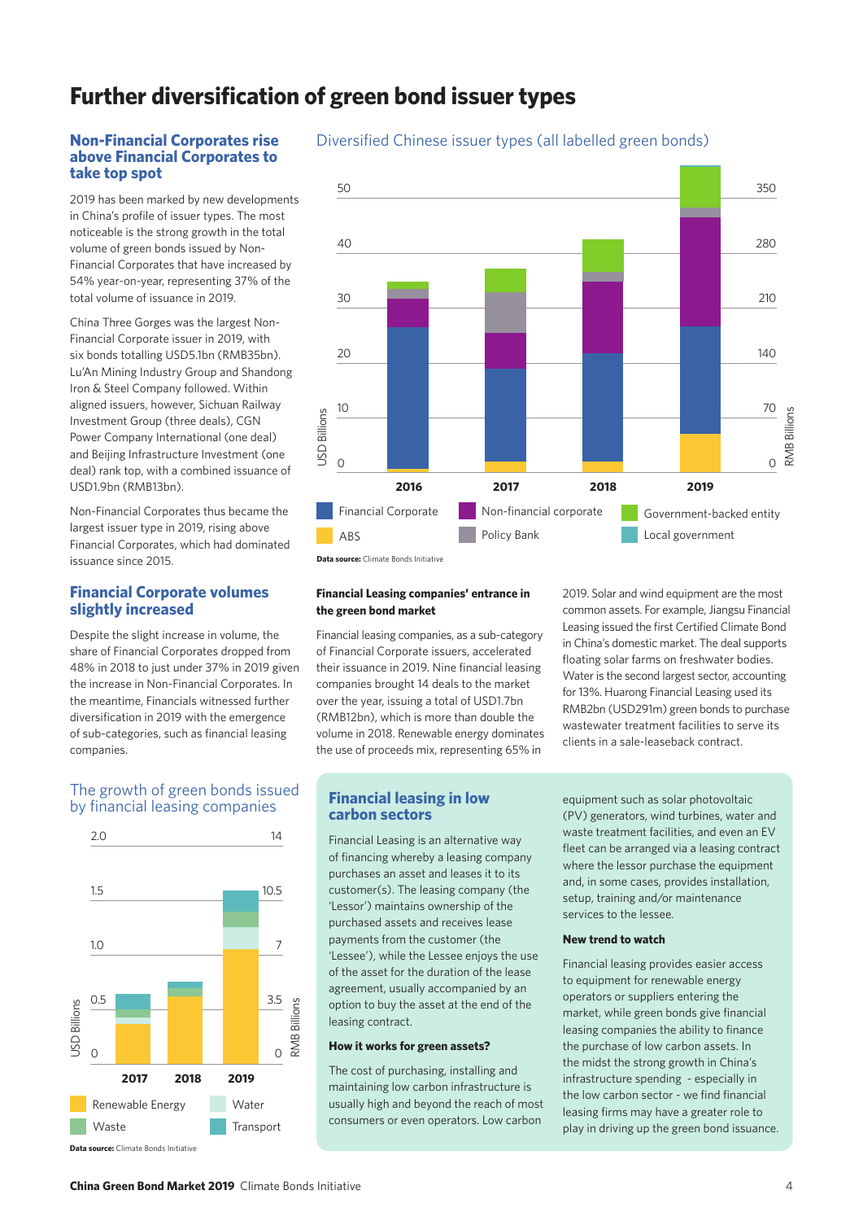# Further diversification of green bond issuer types

## Non-Financial Corporates rise above Financial Corporates to take top spot

2019 has been marked by new developments in China's profile of issuer types. The most noticeable is the strong growth in the total volume of green bonds issued by Non-Financial Corporates that have increased by 54% year-on-year, representing 37% of the total volume of issuance in 2019.

China Three Gorges was the largest Non-Financial Corporate issuer in 2019, with six bonds totalling USD5.1bn (RMB35bn). Lu'An Mining Industry Group and Shandong Iron & Steel Company followed. Within aligned issuers, however, Sichuan Railway Investment Group (three deals), CGN Power Company International (one deal) and Beijing Infrastructure Investment (one deal) rank top, with a combined issuance of USD1.9bn (RMB13bn).

Non-Financial Corporates thus became the largest issuer type in 2019, rising above Financial Corporates, which had dominated issuance since 2015.

## Financial Corporate volumes slightly increased

Despite the slight increase in volume, the share of Financial Corporates dropped from 48% in 2018 to just under 37% in 2019 given the increase in Non-Financial Corporates. In the meantime, Financials witnessed further diversification in 2019 with the emergence of sub-categories, such as financial leasing companies.

Diversified Chinese issuer types (all labelled green bonds)

Legend: Financial Corporate, Non-financial corporate, Government-backed entity, ABS, Policy Bank, Local government. Axes: USD Billions (0–50), RMB Billions (0–350); years 2016, 2017, 2018, 2019.

**Data source:** Climate Bonds Initiative

**Financial Leasing companies' entrance in the green bond market**

Financial leasing companies, as a sub-category of Financial Corporate issuers, accelerated their issuance in 2019. Nine financial leasing companies brought 14 deals to the market over the year, issuing a total of USD1.7bn (RMB12bn), which is more than double the volume in 2018. Renewable energy dominates the use of proceeds mix, representing 65% in 2019. Solar and wind equipment are the most common assets. For example, Jiangsu Financial Leasing issued the first Certified Climate Bond in China's domestic market. The deal supports floating solar farms on freshwater bodies. Water is the second largest sector, accounting for 13%. Huarong Financial Leasing used its RMB2bn (USD291m) green bonds to purchase wastewater treatment facilities to serve its clients in a sale-leaseback contract.

The growth of green bonds issued by financial leasing companies

Legend: Renewable Energy, Water, Waste, Transport. Axes: USD Billions (0–2.0), RMB Billions (0–14); years 2017, 2018, 2019.

**Data source:** Climate Bonds Initiative

## Financial leasing in low carbon sectors

Financial Leasing is an alternative way of financing whereby a leasing company purchases an asset and leases it to its customer(s). The leasing company (the 'Lessor') maintains ownership of the purchased assets and receives lease payments from the customer (the 'Lessee'), while the Lessee enjoys the use of the asset for the duration of the lease agreement, usually accompanied by an option to buy the asset at the end of the leasing contract.

**How it works for green assets?**

The cost of purchasing, installing and maintaining low carbon infrastructure is usually high and beyond the reach of most consumers or even operators. Low carbon equipment such as solar photovoltaic (PV) generators, wind turbines, water and waste treatment facilities, and even an EV fleet can be arranged via a leasing contract where the lessor purchase the equipment and, in some cases, provides installation, setup, training and/or maintenance services to the lessee.

**New trend to watch**

Financial leasing provides easier access to equipment for renewable energy operators or suppliers entering the market, while green bonds give financial leasing companies the ability to finance the purchase of low carbon assets. In the midst the strong growth in China's infrastructure spending - especially in the low carbon sector - we find financial leasing firms may have a greater role to play in driving up the green bond issuance.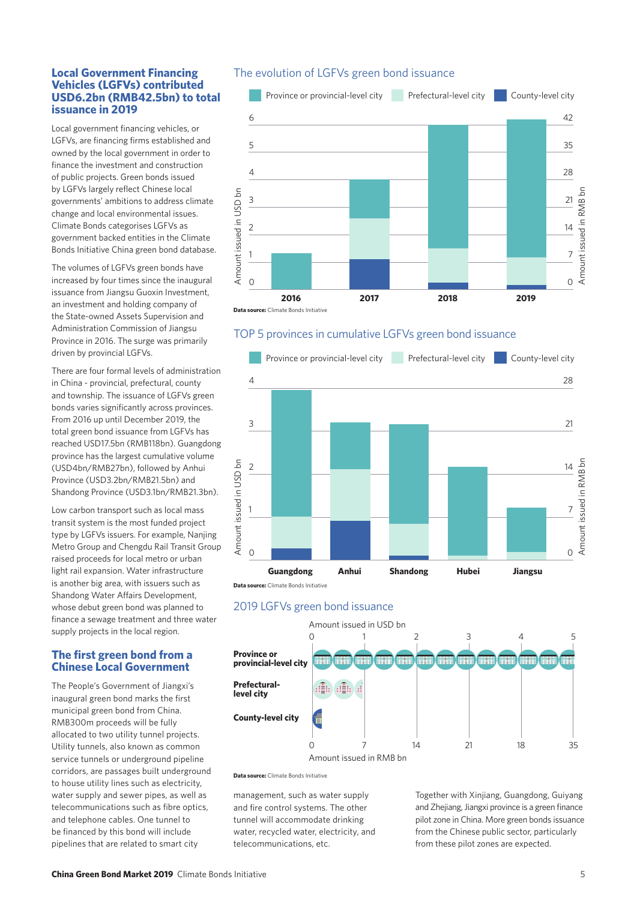## Local Government Financing Vehicles (LGFVs) contributed USD6.2bn (RMB42.5bn) to total issuance in 2019

Local government financing vehicles, or LGFVs, are financing firms established and owned by the local government in order to finance the investment and construction of public projects. Green bonds issued by LGFVs largely reflect Chinese local governments' ambitions to address climate change and local environmental issues. Climate Bonds categorises LGFVs as government backed entities in the Climate Bonds Initiative China green bond database.

The volumes of LGFVs green bonds have increased by four times since the inaugural issuance from Jiangsu Guoxin Investment, an investment and holding company of the State-owned Assets Supervision and Administration Commission of Jiangsu Province in 2016. The surge was primarily driven by provincial LGFVs.

There are four formal levels of administration in China - provincial, prefectural, county and township. The issuance of LGFVs green bonds varies significantly across provinces. From 2016 up until December 2019, the total green bond issuance from LGFVs has reached USD17.5bn (RMB118bn). Guangdong province has the largest cumulative volume (USD4bn/RMB27bn), followed by Anhui Province (USD3.2bn/RMB21.5bn) and Shandong Province (USD3.1bn/RMB21.3bn).

Low carbon transport such as local mass transit system is the most funded project type by LGFVs issuers. For example, Nanjing Metro Group and Chengdu Rail Transit Group raised proceeds for local metro or urban light rail expansion. Water infrastructure is another big area, with issuers such as Shandong Water Affairs Development, whose debut green bond was planned to finance a sewage treatment and three water supply projects in the local region.

## The first green bond from a Chinese Local Government

The People's Government of Jiangxi's inaugural green bond marks the first municipal green bond from China. RMB300m proceeds will be fully allocated to two utility tunnel projects. Utility tunnels, also known as common service tunnels or underground pipeline corridors, are passages built underground to house utility lines such as electricity, water supply and sewer pipes, as well as telecommunications such as fibre optics, and telephone cables. One tunnel to be financed by this bond will include pipelines that are related to smart city management, such as water supply and fire control systems. The other tunnel will accommodate drinking water, recycled water, electricity, and telecommunications, etc.

Together with Xinjiang, Guangdong, Guiyang and Zhejiang, Jiangxi province is a green finance pilot zone in China. More green bonds issuance from the Chinese public sector, particularly from these pilot zones are expected.

### The evolution of LGFVs green bond issuance

Province or provincial-level city | Prefectural-level city | County-level city

Amount issued in USD bn (0–6) / Amount issued in RMB bn (0–42)

2016 | 2017 | 2018 | 2019

**Data source:** Climate Bonds Initiative

### TOP 5 provinces in cumulative LGFVs green bond issuance

Province or provincial-level city | Prefectural-level city | County-level city

Amount issued in USD bn (0–4) / Amount issued in RMB bn (0–28)

Guangdong | Anhui | Shandong | Hubei | Jiangsu

**Data source:** Climate Bonds Initiative

### 2019 LGFVs green bond issuance

Amount issued in USD bn (0–5) / Amount issued in RMB bn

Province or provincial-level city | Prefectural-level city | County-level city

**Data source:** Climate Bonds Initiative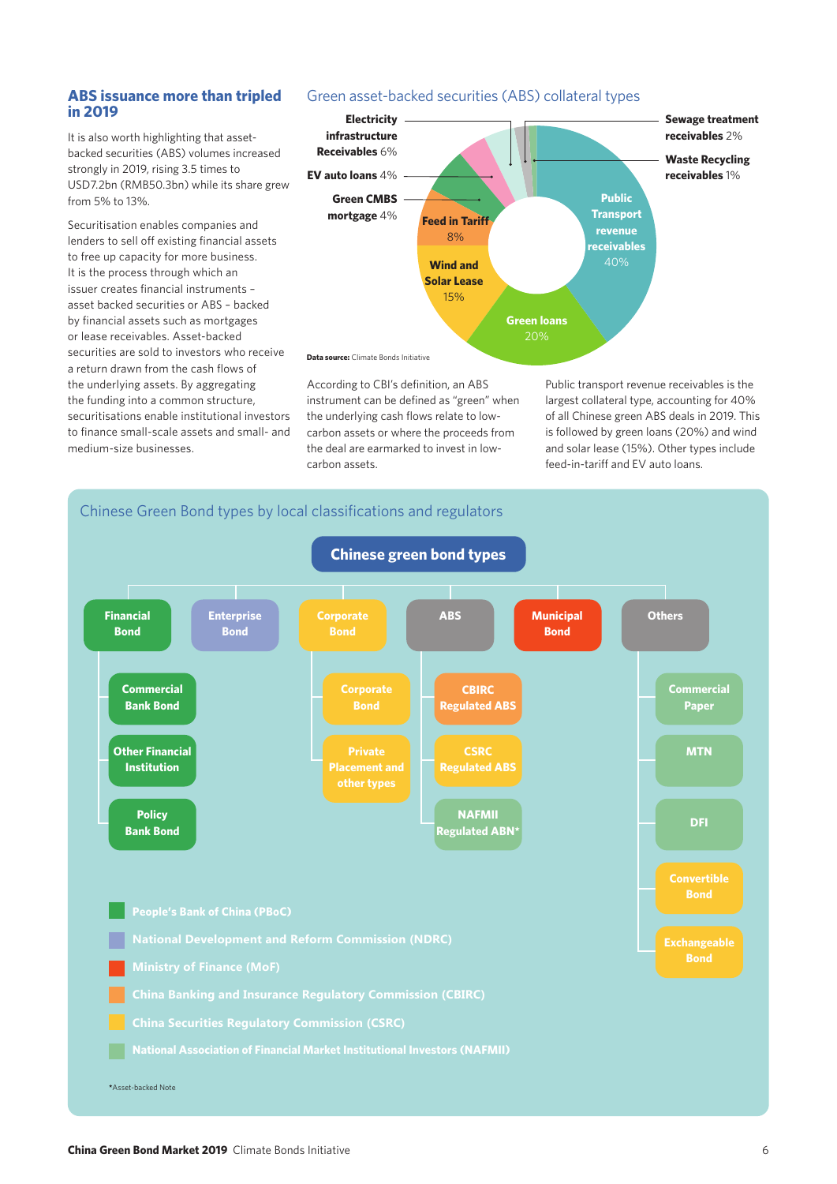## ABS issuance more than tripled in 2019

It is also worth highlighting that asset-backed securities (ABS) volumes increased strongly in 2019, rising 3.5 times to USD7.2bn (RMB50.3bn) while its share grew from 5% to 13%.

Securitisation enables companies and lenders to sell off existing financial assets to free up capacity for more business. It is the process through which an issuer creates financial instruments – asset backed securities or ABS – backed by financial assets such as mortgages or lease receivables. Asset-backed securities are sold to investors who receive a return drawn from the cash flows of the underlying assets. By aggregating the funding into a common structure, securitisations enable institutional investors to finance small-scale assets and small- and medium-size businesses.

### Green asset-backed securities (ABS) collateral types

| Collateral type | Share |
|---|---|
| Public Transport revenue receivables | 40% |
| Green loans | 20% |
| Wind and Solar Lease | 15% |
| Feed in Tariff | 8% |
| Electricity infrastructure Receivables | 6% |
| EV auto loans | 4% |
| Green CMBS mortgage | 4% |
| Sewage treatment receivables | 2% |
| Waste Recycling receivables | 1% |

**Data source:** Climate Bonds Initiative

According to CBI's definition, an ABS instrument can be defined as "green" when the underlying cash flows relate to low-carbon assets or where the proceeds from the deal are earmarked to invest in low-carbon assets.

Public transport revenue receivables is the largest collateral type, accounting for 40% of all Chinese green ABS deals in 2019. This is followed by green loans (20%) and wind and solar lease (15%). Other types include feed-in-tariff and EV auto loans.

### Chinese Green Bond types by local classifications and regulators

**Chinese green bond types**

- **Financial Bond** (PBoC)
  - Commercial Bank Bond (PBoC)
  - Other Financial Institution (PBoC)
  - Policy Bank Bond (PBoC)
- **Enterprise Bond** (NDRC)
- **Corporate Bond** (CSRC)
  - Corporate Bond (CSRC)
  - Private Placement and other types (CSRC)
- **ABS**
  - CBIRC Regulated ABS (CBIRC)
  - CSRC Regulated ABS (CSRC)
  - NAFMII Regulated ABN* (NAFMII)
- **Municipal Bond** (MoF)
- **Others**
  - Commercial Paper (NAFMII)
  - MTN (NAFMII)
  - DFI (NAFMII)
  - Convertible Bond (CSRC)
  - Exchangeable Bond (CSRC)

Legend:
- People's Bank of China (PBoC)
- National Development and Reform Commission (NDRC)
- Ministry of Finance (MoF)
- China Banking and Insurance Regulatory Commission (CBIRC)
- China Securities Regulatory Commission (CSRC)
- National Association of Financial Market Institutional Investors (NAFMII)

*Asset-backed Note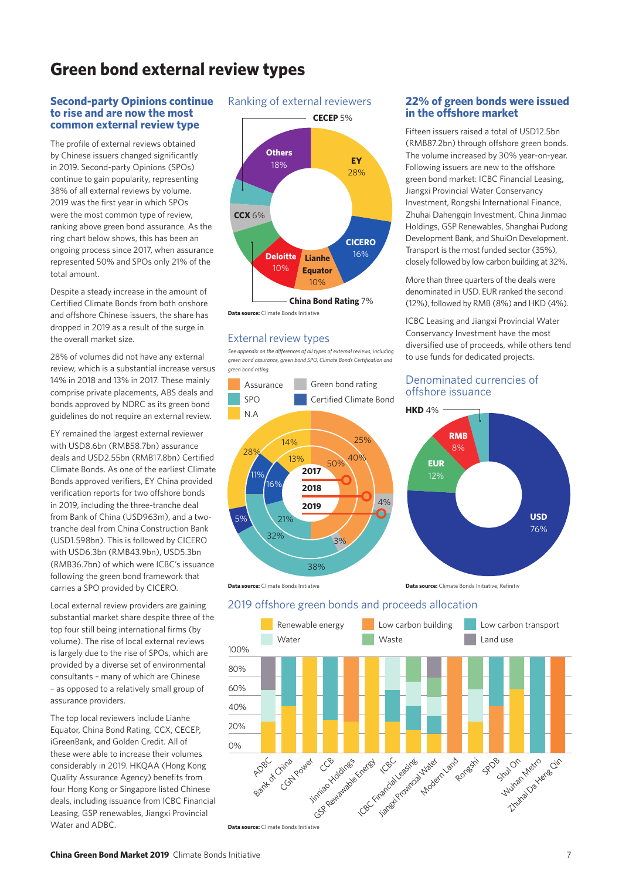# Green bond external review types

## Second-party Opinions continue to rise and are now the most common external review type

The profile of external reviews obtained by Chinese issuers changed significantly in 2019. Second-party Opinions (SPOs) continue to gain popularity, representing 38% of all external reviews by volume. 2019 was the first year in which SPOs were the most common type of review, ranking above green bond assurance. As the ring chart below shows, this has been an ongoing process since 2017, when assurance represented 50% and SPOs only 21% of the total amount.

Despite a steady increase in the amount of Certified Climate Bonds from both onshore and offshore Chinese issuers, the share has dropped in 2019 as a result of the surge in the overall market size.

28% of volumes did not have any external review, which is a substantial increase versus 14% in 2018 and 13% in 2017. These mainly comprise private placements, ABS deals and bonds approved by NDRC as its green bond guidelines do not require an external review.

EY remained the largest external reviewer with USD8.6bn (RMB58.7bn) assurance deals and USD2.55bn (RMB17.8bn) Certified Climate Bonds. As one of the earliest Climate Bonds approved verifiers, EY China provided verification reports for two offshore bonds in 2019, including the three-tranche deal from Bank of China (USD963m), and a two-tranche deal from China Construction Bank (USD1.598bn). This is followed by CICERO with USD6.3bn (RMB43.9bn), USD5.3bn (RMB36.7bn) of which were ICBC's issuance following the green bond framework that carries a SPO provided by CICERO.

Local external review providers are gaining substantial market share despite three of the top four still being international firms (by volume). The rise of local external reviews is largely due to the rise of SPOs, which are provided by a diverse set of environmental consultants – many of which are Chinese – as opposed to a relatively small group of assurance providers.

The top local reviewers include Lianhe Equator, China Bond Rating, CCX, CECEP, iGreenBank, and Golden Credit. All of these were able to increase their volumes considerably in 2019. HKQAA (Hong Kong Quality Assurance Agency) benefits from four Hong Kong or Singapore listed Chinese deals, including issuance from ICBC Financial Leasing, GSP renewables, Jiangxi Provincial Water and ADBC.

### Ranking of external reviewers

| Reviewer | Share |
|---|---|
| EY | 28% |
| Others | 18% |
| CICERO | 16% |
| Deloitte | 10% |
| Lianhe Equator | 10% |
| China Bond Rating | 7% |
| CCX | 6% |
| CECEP | 5% |

**Data source:** Climate Bonds Initiative

### External review types

*See appendix on the differences of all types of external reviews, including green bond assurance, green bond SPO, Climate Bonds Certification and green bond rating.*

| Year | Assurance | SPO | Certified Climate Bond | Green bond rating | N.A |
|---|---|---|---|---|---|
| 2017 | 50% | 21% | 16% | | 13% |
| 2018 | 40% | 32% | 11% | 3% | 14% |
| 2019 | 25% | 38% | 5% | 4% | 28% |

**Data source:** Climate Bonds Initiative

## 22% of green bonds were issued in the offshore market

Fifteen issuers raised a total of USD12.5bn (RMB87.2bn) through offshore green bonds. The volume increased by 30% year-on-year. Following issuers are new to the offshore green bond market: ICBC Financial Leasing, Jiangxi Provincial Water Conservancy Investment, Rongshi International Finance, Zhuhai Dahengqin Investment, China Jinmao Holdings, GSP Renewables, Shanghai Pudong Development Bank, and ShuiOn Development. Transport is the most funded sector (35%), closely followed by low carbon building at 32%.

More than three quarters of the deals were denominated in USD. EUR ranked the second (12%), followed by RMB (8%) and HKD (4%).

ICBC Leasing and Jiangxi Provincial Water Conservancy Investment have the most diversified use of proceeds, while others tend to use funds for dedicated projects.

### Denominated currencies of offshore issuance

| Currency | Share |
|---|---|
| USD | 76% |
| EUR | 12% |
| RMB | 8% |
| HKD | 4% |

**Data source:** Climate Bonds Initiative, Refinitiv

### 2019 offshore green bonds and proceeds allocation

Legend: Renewable energy, Low carbon building, Low carbon transport, Water, Waste, Land use

Issuers: ADBC, Bank of China, CGN Power, CCB, Jinmao Holdings, GSP Rewawable Energy, ICBC, ICBC Financial Leasing, Jiangxi Provincial Water, Modern Land, Rongshi, SPDB, Shui On, Wuhan Metro, Zhuhai Da Heng Qin

**Data source:** Climate Bonds Initiative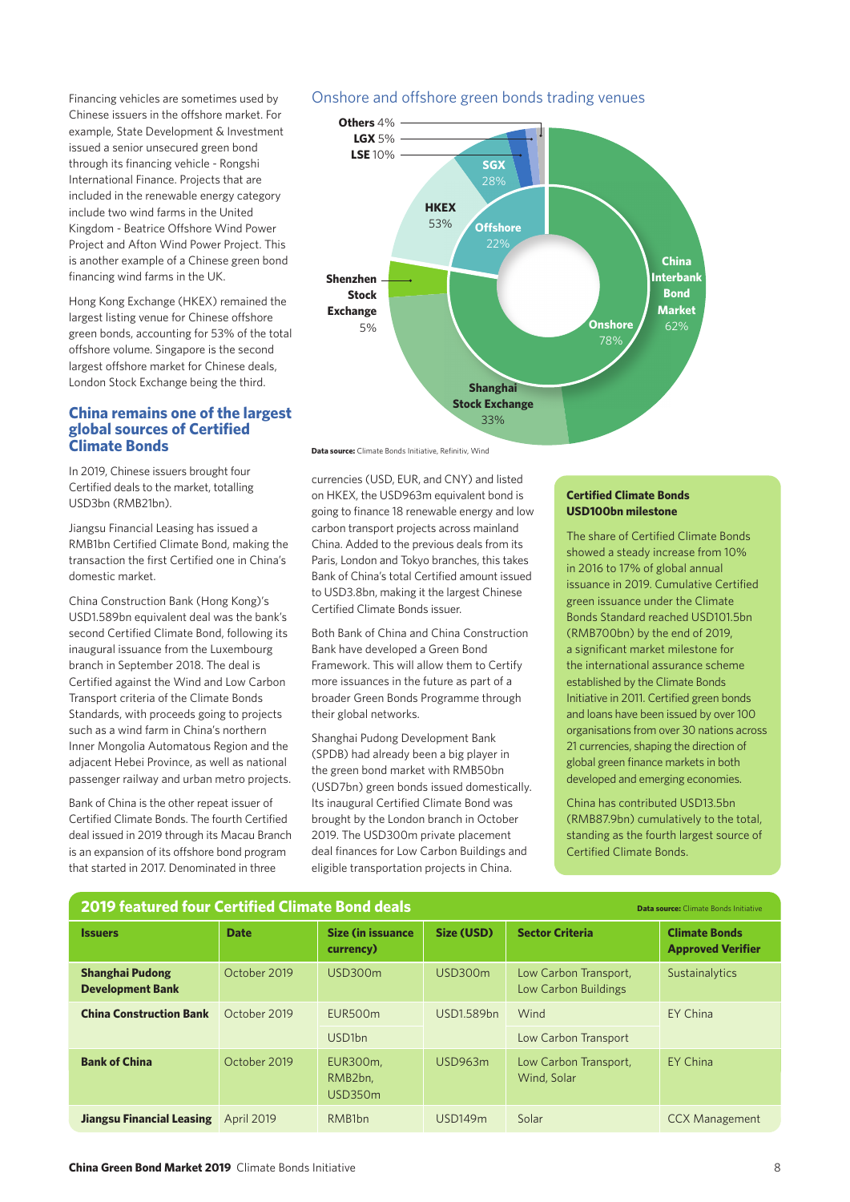Financing vehicles are sometimes used by Chinese issuers in the offshore market. For example, State Development & Investment issued a senior unsecured green bond through its financing vehicle - Rongshi International Finance. Projects that are included in the renewable energy category include two wind farms in the United Kingdom - Beatrice Offshore Wind Power Project and Afton Wind Power Project. This is another example of a Chinese green bond financing wind farms in the UK.

Hong Kong Exchange (HKEX) remained the largest listing venue for Chinese offshore green bonds, accounting for 53% of the total offshore volume. Singapore is the second largest offshore market for Chinese deals, London Stock Exchange being the third.

### Onshore and offshore green bonds trading venues

- Onshore 78%
  - China Interbank Bond Market 62%
  - Shanghai Stock Exchange 33%
  - Shenzhen Stock Exchange 5%
- Offshore 22%
  - HKEX 53%
  - SGX 28%
  - LSE 10%
  - LGX 5%
  - Others 4%

**Data source:** Climate Bonds Initiative, Refinitiv, Wind

## China remains one of the largest global sources of Certified Climate Bonds

In 2019, Chinese issuers brought four Certified deals to the market, totalling USD3bn (RMB21bn).

Jiangsu Financial Leasing has issued a RMB1bn Certified Climate Bond, making the transaction the first Certified one in China's domestic market.

China Construction Bank (Hong Kong)'s USD1.589bn equivalent deal was the bank's second Certified Climate Bond, following its inaugural issuance from the Luxembourg branch in September 2018. The deal is Certified against the Wind and Low Carbon Transport criteria of the Climate Bonds Standards, with proceeds going to projects such as a wind farm in China's northern Inner Mongolia Automatous Region and the adjacent Hebei Province, as well as national passenger railway and urban metro projects.

Bank of China is the other repeat issuer of Certified Climate Bonds. The fourth Certified deal issued in 2019 through its Macau Branch is an expansion of its offshore bond program that started in 2017. Denominated in three currencies (USD, EUR, and CNY) and listed on HKEX, the USD963m equivalent bond is going to finance 18 renewable energy and low carbon transport projects across mainland China. Added to the previous deals from its Paris, London and Tokyo branches, this takes Bank of China's total Certified amount issued to USD3.8bn, making it the largest Chinese Certified Climate Bonds issuer.

Both Bank of China and China Construction Bank have developed a Green Bond Framework. This will allow them to Certify more issuances in the future as part of a broader Green Bonds Programme through their global networks.

Shanghai Pudong Development Bank (SPDB) had already been a big player in the green bond market with RMB50bn (USD7bn) green bonds issued domestically. Its inaugural Certified Climate Bond was brought by the London branch in October 2019. The USD300m private placement deal finances for Low Carbon Buildings and eligible transportation projects in China.

**Certified Climate Bonds USD100bn milestone**

The share of Certified Climate Bonds showed a steady increase from 10% in 2016 to 17% of global annual issuance in 2019. Cumulative Certified green issuance under the Climate Bonds Standard reached USD101.5bn (RMB700bn) by the end of 2019, a significant market milestone for the international assurance scheme established by the Climate Bonds Initiative in 2011. Certified green bonds and loans have been issued by over 100 organisations from over 30 nations across 21 currencies, shaping the direction of global green finance markets in both developed and emerging economies.

China has contributed USD13.5bn (RMB87.9bn) cumulatively to the total, standing as the fourth largest source of Certified Climate Bonds.

### 2019 featured four Certified Climate Bond deals

**Data source:** Climate Bonds Initiative

| Issuers | Date | Size (in issuance currency) | Size (USD) | Sector Criteria | Climate Bonds Approved Verifier |
|---|---|---|---|---|---|
| **Shanghai Pudong Development Bank** | October 2019 | USD300m | USD300m | Low Carbon Transport, Low Carbon Buildings | Sustainalytics |
| **China Construction Bank** | October 2019 | EUR500m | USD1.589bn | Wind | EY China |
| | | USD1bn | | Low Carbon Transport | |
| **Bank of China** | October 2019 | EUR300m, RMB2bn, USD350m | USD963m | Low Carbon Transport, Wind, Solar | EY China |
| **Jiangsu Financial Leasing** | April 2019 | RMB1bn | USD149m | Solar | CCX Management |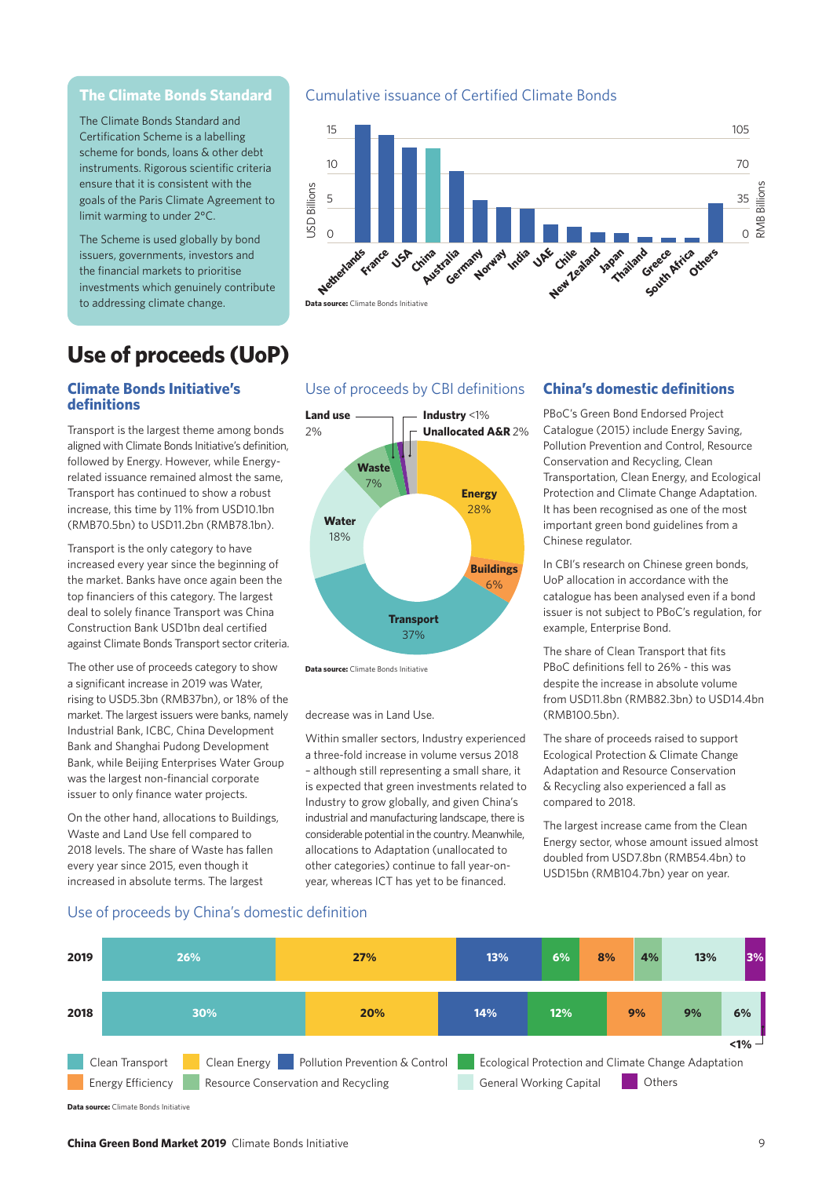## The Climate Bonds Standard

The Climate Bonds Standard and Certification Scheme is a labelling scheme for bonds, loans & other debt instruments. Rigorous scientific criteria ensure that it is consistent with the goals of the Paris Climate Agreement to limit warming to under 2°C.

The Scheme is used globally by bond issuers, governments, investors and the financial markets to prioritise investments which genuinely contribute to addressing climate change.

### Cumulative issuance of Certified Climate Bonds

Netherlands, France, USA, China, Australia, Germany, Norway, India, UAE, Chile, New Zealand, Japan, Thailand, Greece, South Africa, Others

USD Billions (0–15); RMB Billions (0–105)

**Data source:** Climate Bonds Initiative

# Use of proceeds (UoP)

## Climate Bonds Initiative's definitions

Transport is the largest theme among bonds aligned with Climate Bonds Initiative's definition, followed by Energy. However, while Energy-related issuance remained almost the same, Transport has continued to show a robust increase, this time by 11% from USD10.1bn (RMB70.5bn) to USD11.2bn (RMB78.1bn).

Transport is the only category to have increased every year since the beginning of the market. Banks have once again been the top financiers of this category. The largest deal to solely finance Transport was China Construction Bank USD1bn deal certified against Climate Bonds Transport sector criteria.

The other use of proceeds category to show a significant increase in 2019 was Water, rising to USD5.3bn (RMB37bn), or 18% of the market. The largest issuers were banks, namely Industrial Bank, ICBC, China Development Bank and Shanghai Pudong Development Bank, while Beijing Enterprises Water Group was the largest non-financial corporate issuer to only finance water projects.

On the other hand, allocations to Buildings, Waste and Land Use fell compared to 2018 levels. The share of Waste has fallen every year since 2015, even though it increased in absolute terms. The largest decrease was in Land Use.

### Use of proceeds by CBI definitions

| Category | Share |
|---|---|
| Transport | 37% |
| Energy | 28% |
| Water | 18% |
| Waste | 7% |
| Buildings | 6% |
| Land use | 2% |
| Unallocated A&R | 2% |
| Industry | <1% |

**Data source:** Climate Bonds Initiative

Within smaller sectors, Industry experienced a three-fold increase in volume versus 2018 – although still representing a small share, it is expected that green investments related to Industry to grow globally, and given China's industrial and manufacturing landscape, there is considerable potential in the country. Meanwhile, allocations to Adaptation (unallocated to other categories) continue to fall year-on-year, whereas ICT has yet to be financed.

## China's domestic definitions

PBoC's Green Bond Endorsed Project Catalogue (2015) include Energy Saving, Pollution Prevention and Control, Resource Conservation and Recycling, Clean Transportation, Clean Energy, and Ecological Protection and Climate Change Adaptation. It has been recognised as one of the most important green bond guidelines from a Chinese regulator.

In CBI's research on Chinese green bonds, UoP allocation in accordance with the catalogue has been analysed even if a bond issuer is not subject to PBoC's regulation, for example, Enterprise Bond.

The share of Clean Transport that fits PBoC definitions fell to 26% - this was despite the increase in absolute volume from USD11.8bn (RMB82.3bn) to USD14.4bn (RMB100.5bn).

The share of proceeds raised to support Ecological Protection & Climate Change Adaptation and Resource Conservation & Recycling also experienced a fall as compared to 2018.

The largest increase came from the Clean Energy sector, whose amount issued almost doubled from USD7.8bn (RMB54.4bn) to USD15bn (RMB104.7bn) year on year.

### Use of proceeds by China's domestic definition

| Year | Clean Transport | Clean Energy | Pollution Prevention & Control | Ecological Protection and Climate Change Adaptation | Energy Efficiency | Resource Conservation and Recycling | General Working Capital | Others |
|---|---|---|---|---|---|---|---|---|
| 2019 | 26% | 27% | 13% | 6% | 8% | 4% | 13% | 3% |
| 2018 | 30% | 20% | 14% | 12% | 9% | 9% | 6% | <1% |

**Data source:** Climate Bonds Initiative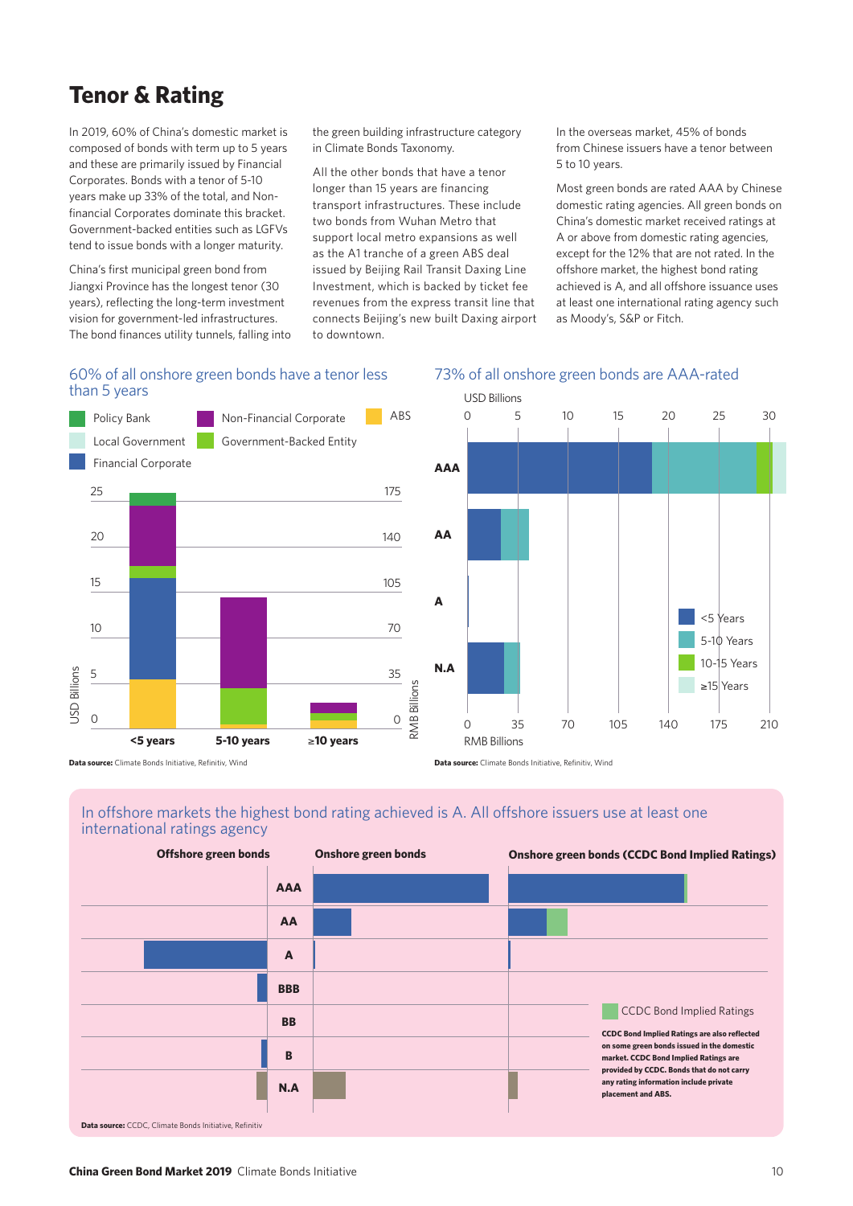# Tenor & Rating

In 2019, 60% of China's domestic market is composed of bonds with term up to 5 years and these are primarily issued by Financial Corporates. Bonds with a tenor of 5-10 years make up 33% of the total, and Non-financial Corporates dominate this bracket. Government-backed entities such as LGFVs tend to issue bonds with a longer maturity.

China's first municipal green bond from Jiangxi Province has the longest tenor (30 years), reflecting the long-term investment vision for government-led infrastructures. The bond finances utility tunnels, falling into the green building infrastructure category in Climate Bonds Taxonomy.

All the other bonds that have a tenor longer than 15 years are financing transport infrastructures. These include two bonds from Wuhan Metro that support local metro expansions as well as the A1 tranche of a green ABS deal issued by Beijing Rail Transit Daxing Line Investment, which is backed by ticket fee revenues from the express transit line that connects Beijing's new built Daxing airport to downtown.

In the overseas market, 45% of bonds from Chinese issuers have a tenor between 5 to 10 years.

Most green bonds are rated AAA by Chinese domestic rating agencies. All green bonds on China's domestic market received ratings at A or above from domestic rating agencies, except for the 12% that are not rated. In the offshore market, the highest bond rating achieved is A, and all offshore issuance uses at least one international rating agency such as Moody's, S&P or Fitch.

## 60% of all onshore green bonds have a tenor less than 5 years

**Data source:** Climate Bonds Initiative, Refinitiv, Wind

## 73% of all onshore green bonds are AAA-rated

**Data source:** Climate Bonds Initiative, Refinitiv, Wind

## In offshore markets the highest bond rating achieved is A. All offshore issuers use at least one international ratings agency

**CCDC Bond Implied Ratings are also reflected on some green bonds issued in the domestic market. CCDC Bond Implied Ratings are provided by CCDC. Bonds that do not carry any rating information include private placement and ABS.**

**Data source:** CCDC, Climate Bonds Initiative, Refinitiv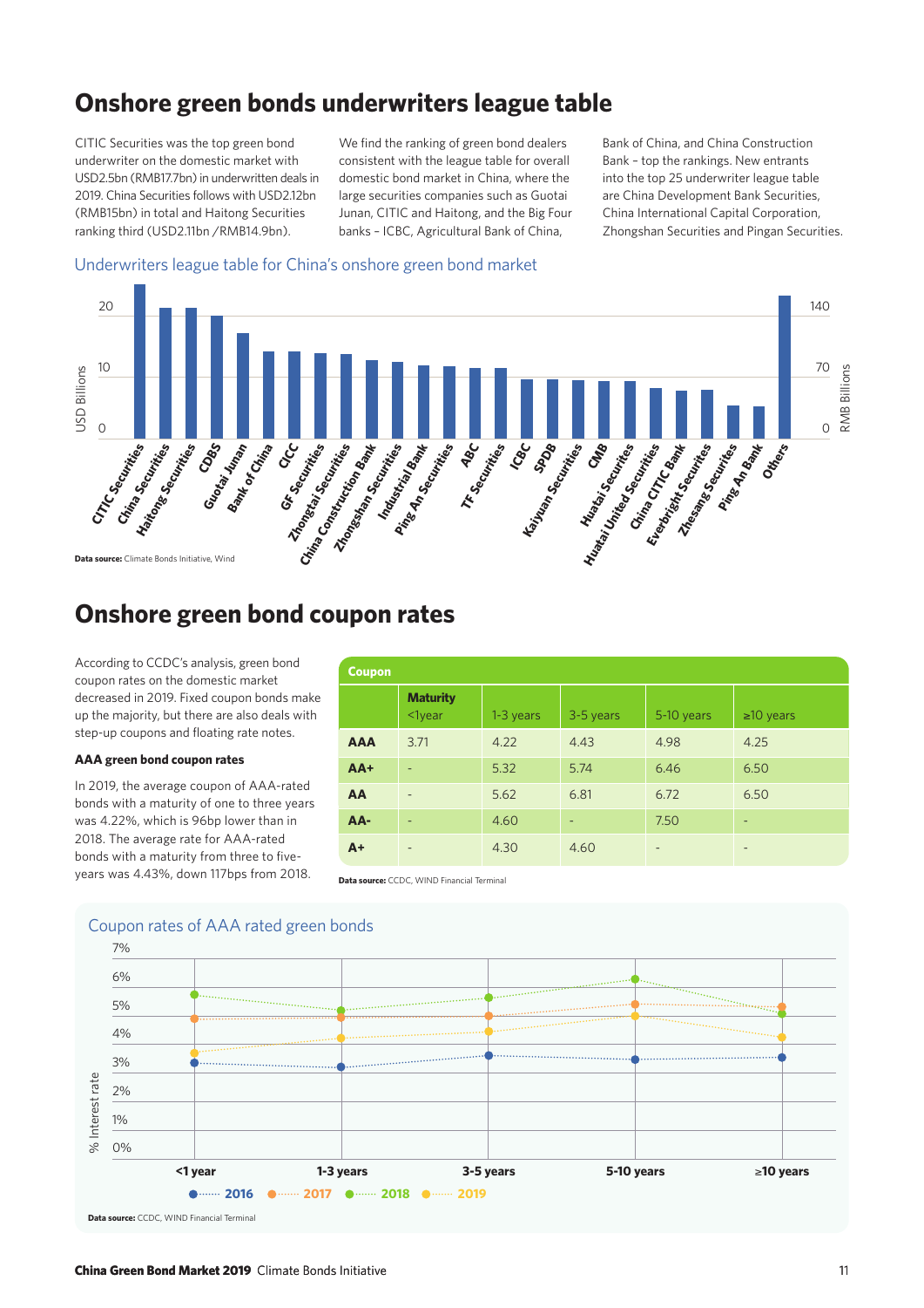# Onshore green bonds underwriters league table

CITIC Securities was the top green bond underwriter on the domestic market with USD2.5bn (RMB17.7bn) in underwriting deals in 2019. China Securities follows with USD2.12bn (RMB15bn) in total and Haitong Securities ranking third (USD2.11bn /RMB14.9bn).

We find the ranking of green bond dealers consistent with the league table for overall domestic bond market in China, where the large securities companies such as Guotai Junan, CITIC and Haitong, and the Big Four banks – ICBC, Agricultural Bank of China, Bank of China, and China Construction Bank – top the rankings. New entrants into the top 25 underwriter league table are China Development Bank Securities, China International Capital Corporation, Zhongshan Securities and Pingan Securities.

Underwriters league table for China's onshore green bond market

Data source: Climate Bonds Initiative, Wind

# Onshore green bond coupon rates

According to CCDC's analysis, green bond coupon rates on the domestic market decreased in 2019. Fixed coupon bonds make up the majority, but there are also deals with step-up coupons and floating rate notes.

**AAA green bond coupon rates**

In 2019, the average coupon of AAA-rated bonds with a maturity of one to three years was 4.22%, which is 96bp lower than in 2018. The average rate for AAA-rated bonds with a maturity from three to five-years was 4.43%, down 117bps from 2018.

| Coupon | | | | | |
|---|---|---|---|---|---|
| | **Maturity** <1year | 1-3 years | 3-5 years | 5-10 years | ≥10 years |
| **AAA** | 3.71 | 4.22 | 4.43 | 4.98 | 4.25 |
| **AA+** | - | 5.32 | 5.74 | 6.46 | 6.50 |
| **AA** | - | 5.62 | 6.81 | 6.72 | 6.50 |
| **AA-** | - | 4.60 | - | 7.50 | - |
| **A+** | - | 4.30 | 4.60 | - | - |

**Data source:** CCDC, WIND Financial Terminal

Coupon rates of AAA rated green bonds

**Data source:** CCDC, WIND Financial Terminal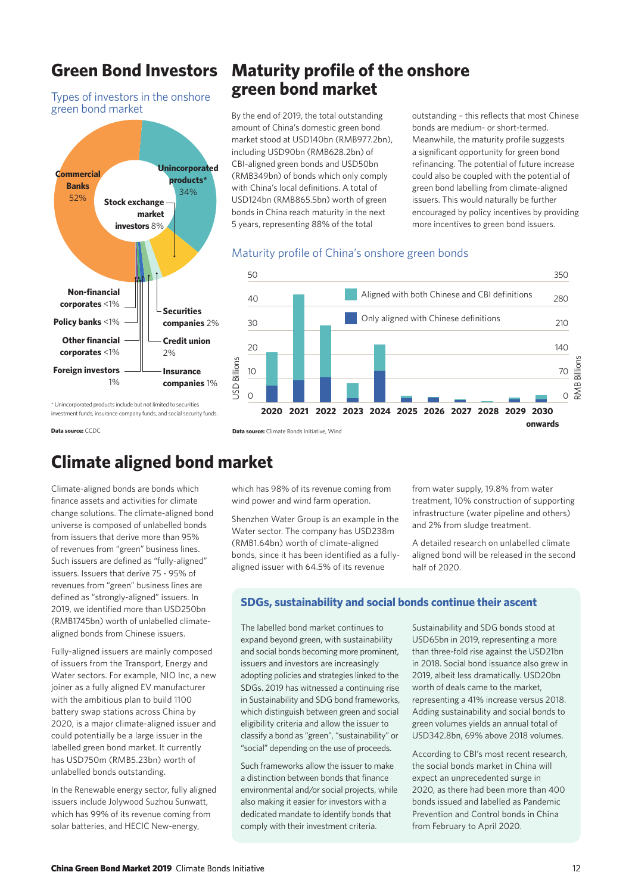## Green Bond Investors

### Types of investors in the onshore green bond market

- Commercial Banks 52%
- Unincorporated products* 34%
- Stock exchange market investors 8%
- Securities companies 2%
- Credit union 2%
- Insurance companies 1%
- Foreign investors 1%
- Non-financial corporates <1%
- Policy banks <1%
- Other financial corporates <1%

* Unincorporated products include but not limited to securities investment funds, insurance company funds, and social security funds.

**Data source:** CCDC

## Maturity profile of the onshore green bond market

By the end of 2019, the total outstanding amount of China's domestic green bond market stood at USD140bn (RMB977.2bn), including USD90bn (RMB628.2bn) of CBI-aligned green bonds and USD50bn (RMB349bn) of bonds which only comply with China's local definitions. A total of USD124bn (RMB865.5bn) worth of green bonds in China reach maturity in the next 5 years, representing 88% of the total outstanding – this reflects that most Chinese bonds are medium- or short-termed. Meanwhile, the maturity profile suggests a significant opportunity for green bond refinancing. The potential of future increase could also be coupled with the potential of green bond labelling from climate-aligned issuers. This would naturally be further encouraged by policy incentives by providing more incentives to green bond issuers.

### Maturity profile of China's onshore green bonds

Legend: Aligned with both Chinese and CBI definitions; Only aligned with Chinese definitions

Y-axis (left): USD Billions, 0–50; Y-axis (right): RMB Billions, 0–350

X-axis: 2020, 2021, 2022, 2023, 2024, 2025, 2026, 2027, 2028, 2029, 2030 onwards

**Data source:** Climate Bonds Initiative, Wind

## Climate aligned bond market

Climate-aligned bonds are bonds which finance assets and activities for climate change solutions. The climate-aligned bond universe is composed of unlabelled bonds from issuers that derive more than 95% of revenues from "green" business lines. Such issuers are defined as "fully-aligned" issuers. Issuers that derive 75 - 95% of revenues from "green" business lines are defined as "strongly-aligned" issuers. In 2019, we identified more than USD250bn (RMB1745bn) worth of unlabelled climate-aligned bonds from Chinese issuers.

Fully-aligned issuers are mainly composed of issuers from the Transport, Energy and Water sectors. For example, NIO Inc, a new joiner as a fully aligned EV manufacturer with the ambitious plan to build 1100 battery swap stations across China by 2020, is a major climate-aligned issuer and could potentially be a large issuer in the labelled green bond market. It currently has USD750m (RMB5.23bn) worth of unlabelled bonds outstanding.

In the Renewable energy sector, fully aligned issuers include Jolywood Suzhou Sunwatt, which has 99% of its revenue coming from solar batteries, and HECIC New-energy, which has 98% of its revenue coming from wind power and wind farm operation.

Shenzhen Water Group is an example in the Water sector. The company has USD238m (RMB1.64bn) worth of climate-aligned bonds, since it has been identified as a fully-aligned issuer with 64.5% of its revenue from water supply, 19.8% from water treatment, 10% construction of supporting infrastructure (water pipeline and others) and 2% from sludge treatment.

A detailed research on unlabelled climate aligned bond will be released in the second half of 2020.

### SDGs, sustainability and social bonds continue their ascent

The labelled bond market continues to expand beyond green, with sustainability and social bonds becoming more prominent, issuers and investors are increasingly adopting policies and strategies linked to the SDGs. 2019 has witnessed a continuing rise in Sustainability and SDG bond frameworks, which distinguish between green and social eligibility criteria and allow the issuer to classify a bond as "green", "sustainability" or "social" depending on the use of proceeds.

Such frameworks allow the issuer to make a distinction between bonds that finance environmental and/or social projects, while also making it easier for investors with a dedicated mandate to identify bonds that comply with their investment criteria.

Sustainability and SDG bonds stood at USD65bn in 2019, representing a more than three-fold rise against the USD21bn in 2018. Social bond issuance also grew in 2019, albeit less dramatically. USD20bn worth of deals came to the market, representing a 41% increase versus 2018. Adding sustainability and social bonds to green volumes yields an annual total of USD342.8bn, 69% above 2018 volumes.

According to CBI's most recent research, the social bonds market in China will expect an unprecedented surge in 2020, as there had been more than 400 bonds issued and labelled as Pandemic Prevention and Control bonds in China from February to April 2020.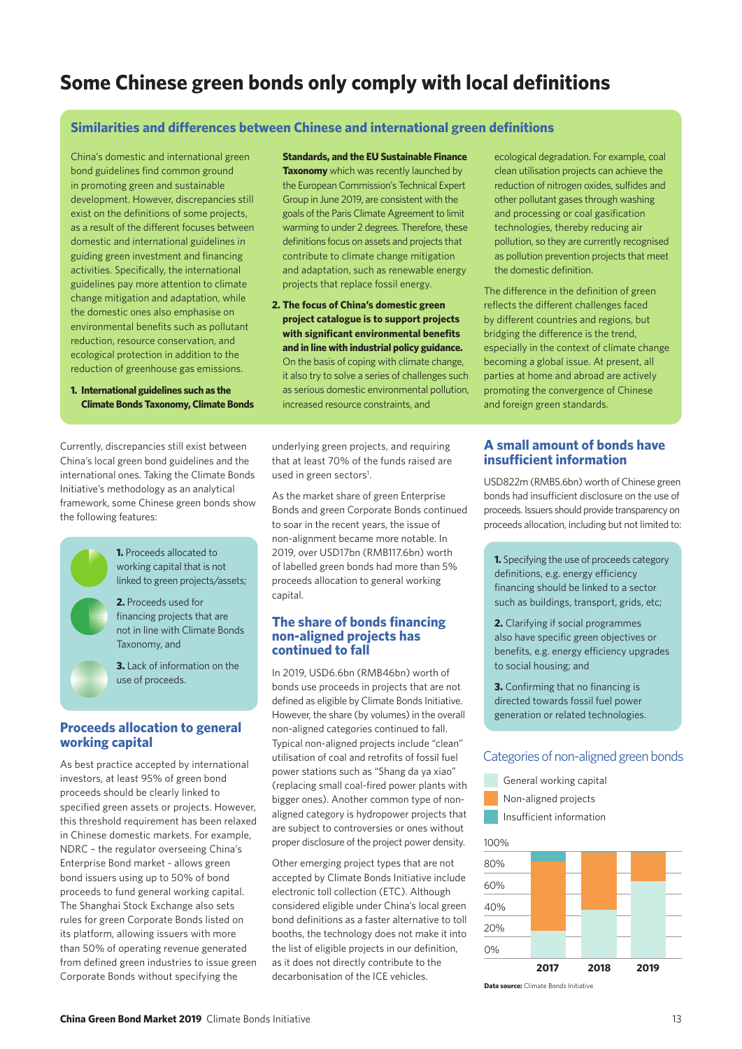# Some Chinese green bonds only comply with local definitions

## Similarities and differences between Chinese and international green definitions

China's domestic and international green bond guidelines find common ground in promoting green and sustainable development. However, discrepancies still exist on the definitions of some projects, as a result of the different focuses between domestic and international guidelines in guiding green investment and financing activities. Specifically, the international guidelines pay more attention to climate change mitigation and adaptation, while the domestic ones also emphasise on environmental benefits such as pollutant reduction, resource conservation, and ecological protection in addition to the reduction of greenhouse gas emissions.

1. **International guidelines such as the Climate Bonds Taxonomy, Climate Bonds Standards, and the EU Sustainable Finance Taxonomy** which was recently launched by the European Commission's Technical Expert Group in June 2019, are consistent with the goals of the Paris Climate Agreement to limit warming to under 2 degrees. Therefore, these definitions focus on assets and projects that contribute to climate change mitigation and adaptation, such as renewable energy projects that replace fossil energy.

2. **The focus of China's domestic green project catalogue is to support projects with significant environmental benefits and in line with industrial policy guidance.** On the basis of coping with climate change, it also try to solve a series of challenges such as serious domestic environmental pollution, increased resource constraints, and ecological degradation. For example, coal clean utilisation projects can achieve the reduction of nitrogen oxides, sulfides and other pollutant gases through washing and processing or coal gasification technologies, thereby reducing air pollution, so they are currently recognised as pollution prevention projects that meet the domestic definition.

The difference in the definition of green reflects the different challenges faced by different countries and regions, but bridging the difference is the trend, especially in the context of climate change becoming a global issue. At present, all parties at home and abroad are actively promoting the convergence of Chinese and foreign green standards.

Currently, discrepancies still exist between China's local green bond guidelines and the international ones. Taking the Climate Bonds Initiative's methodology as an analytical framework, some Chinese green bonds show the following features:

**1.** Proceeds allocated to working capital that is not linked to green projects/assets;

**2.** Proceeds used for financing projects that are not in line with Climate Bonds Taxonomy, and

**3.** Lack of information on the use of proceeds.

## Proceeds allocation to general working capital

As best practice accepted by international investors, at least 95% of green bond proceeds should be clearly linked to specified green assets or projects. However, this threshold requirement has been relaxed in Chinese domestic markets. For example, NDRC – the regulator overseeing China's Enterprise Bond market - allows green bond issuers using up to 50% of bond proceeds to fund general working capital. The Shanghai Stock Exchange also sets rules for green Corporate Bonds listed on its platform, allowing issuers with more than 50% of operating revenue generated from defined green industries to issue green Corporate Bonds without specifying the underlying green projects, and requiring that at least 70% of the funds raised are used in green sectors[1].

As the market share of green Enterprise Bonds and green Corporate Bonds continued to soar in the recent years, the issue of non-alignment became more notable. In 2019, over USD17bn (RMB117.6bn) worth of labelled green bonds had more than 5% proceeds allocation to general working capital.

## The share of bonds financing non-aligned projects has continued to fall

In 2019, USD6.6bn (RMB46bn) worth of bonds use proceeds in projects that are not defined as eligible by Climate Bonds Initiative. However, the share (by volumes) in the overall non-aligned categories continued to fall. Typical non-aligned projects include "clean" utilisation of coal and retrofits of fossil fuel power stations such as "Shang da ya xiao" (replacing small coal-fired power plants with bigger ones). Another common type of non-aligned category is hydropower projects that are subject to controversies or ones without proper disclosure of the project power density.

Other emerging project types that are not accepted by Climate Bonds Initiative include electronic toll collection (ETC). Although considered eligible under China's local green bond definitions as a faster alternative to toll booths, the technology does not make it into the list of eligible projects in our definition, as it does not directly contribute to the decarbonisation of the ICE vehicles.

## A small amount of bonds have insufficient information

USD822m (RMB5.6bn) worth of Chinese green bonds had insufficient disclosure on the use of proceeds. Issuers should provide transparency on proceeds allocation, including but not limited to:

**1.** Specifying the use of proceeds category definitions, e.g. energy efficiency financing should be linked to a sector such as buildings, transport, grids, etc;

**2.** Clarifying if social programmes also have specific green objectives or benefits, e.g. energy efficiency upgrades to social housing; and

**3.** Confirming that no financing is directed towards fossil fuel power generation or related technologies.

### Categories of non-aligned green bonds

Legend: General working capital; Non-aligned projects; Insufficient information

| Year | General working capital | Non-aligned projects | Insufficient information |
|---|---|---|---|
| 2017 | ~25% | ~65% | ~10% |
| 2018 | ~45% | ~55% | 0% |
| 2019 | ~72% | ~28% | 0% |

**Data source:** Climate Bonds Initiative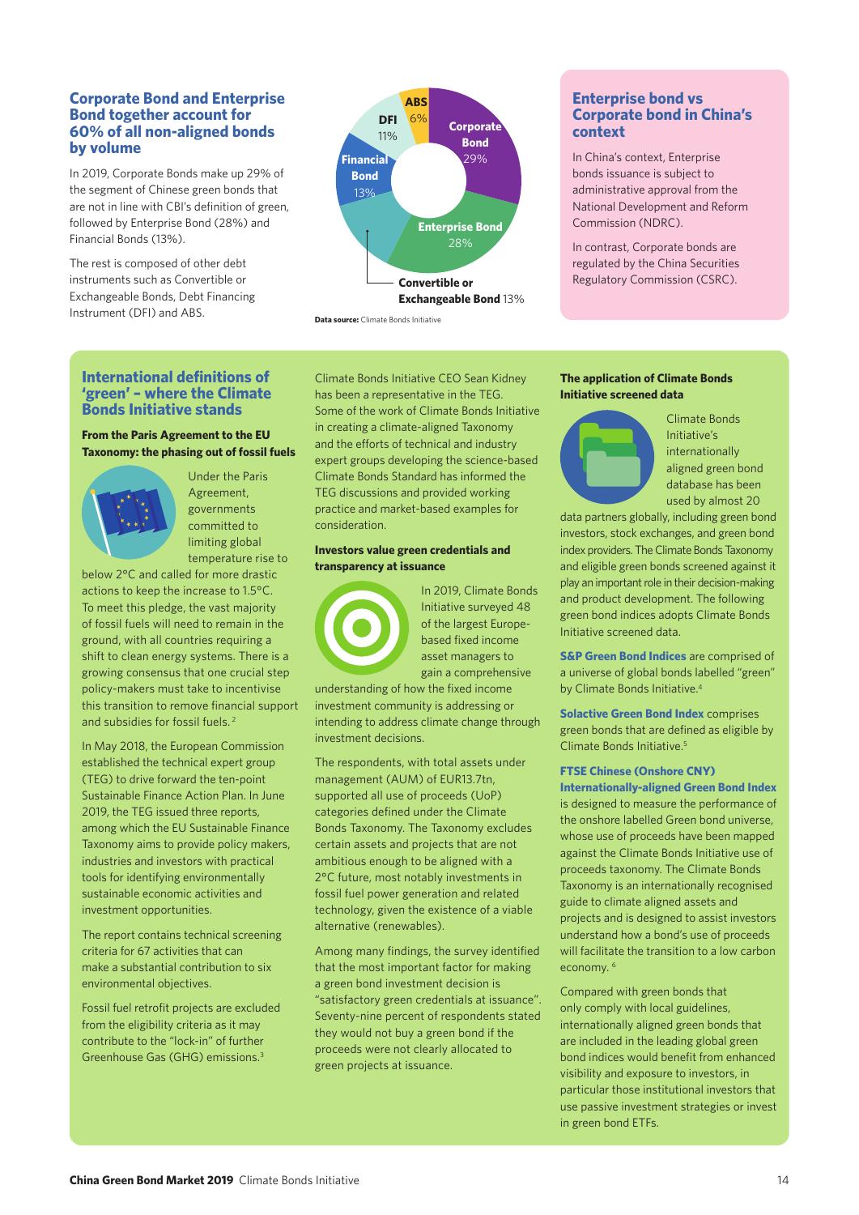## Corporate Bond and Enterprise Bond together account for 60% of all non-aligned bonds by volume

In 2019, Corporate Bonds make up 29% of the segment of Chinese green bonds that are not in line with CBI's definition of green, followed by Enterprise Bond (28%) and Financial Bonds (13%).

The rest is composed of other debt instruments such as Convertible or Exchangeable Bonds, Debt Financing Instrument (DFI) and ABS.

| Bond type | Share |
|---|---|
| Corporate Bond | 29% |
| Enterprise Bond | 28% |
| Convertible or Exchangeable Bond | 13% |
| Financial Bond | 13% |
| DFI | 11% |
| ABS | 6% |

**Data source:** Climate Bonds Initiative

## Enterprise bond vs Corporate bond in China's context

In China's context, Enterprise bonds issuance is subject to administrative approval from the National Development and Reform Commission (NDRC).

In contrast, Corporate bonds are regulated by the China Securities Regulatory Commission (CSRC).

## International definitions of 'green' – where the Climate Bonds Initiative stands

**From the Paris Agreement to the EU Taxonomy: the phasing out of fossil fuels**

Under the Paris Agreement, governments committed to limiting global temperature rise to below 2°C and called for more drastic actions to keep the increase to 1.5°C. To meet this pledge, the vast majority of fossil fuels will need to remain in the ground, with all countries requiring a shift to clean energy systems. There is a growing consensus that one crucial step policy-makers must take to incentivise this transition to remove financial support and subsidies for fossil fuels.[2]

In May 2018, the European Commission established the technical expert group (TEG) to drive forward the ten-point Sustainable Finance Action Plan. In June 2019, the TEG issued three reports, among which the EU Sustainable Finance Taxonomy aims to provide policy makers, industries and investors with practical tools for identifying environmentally sustainable economic activities and investment opportunities.

The report contains technical screening criteria for 67 activities that can make a substantial contribution to six environmental objectives.

Fossil fuel retrofit projects are excluded from the eligibility criteria as it may contribute to the "lock-in" of further Greenhouse Gas (GHG) emissions.[3]

Climate Bonds Initiative CEO Sean Kidney has been a representative in the TEG. Some of the work of Climate Bonds Initiative in creating a climate-aligned Taxonomy and the efforts of technical and industry expert groups developing the science-based Climate Bonds Standard has informed the TEG discussions and provided working practice and market-based examples for consideration.

**Investors value green credentials and transparency at issuance**

In 2019, Climate Bonds Initiative surveyed 48 of the largest Europe-based fixed income asset managers to gain a comprehensive understanding of how the fixed income investment community is addressing or intending to address climate change through investment decisions.

The respondents, with total assets under management (AUM) of EUR13.7tn, supported all use of proceeds (UoP) categories defined under the Climate Bonds Taxonomy. The Taxonomy excludes certain assets and projects that are not ambitious enough to be aligned with a 2°C future, most notably investments in fossil fuel power generation and related technology, given the existence of a viable alternative (renewables).

Among many findings, the survey identified that the most important factor for making a green bond investment decision is "satisfactory green credentials at issuance". Seventy-nine percent of respondents stated they would not buy a green bond if the proceeds were not clearly allocated to green projects at issuance.

**The application of Climate Bonds Initiative screened data**

Climate Bonds Initiative's internationally aligned green bond database has been used by almost 20 data partners globally, including green bond investors, stock exchanges, and green bond index providers. The Climate Bonds Taxonomy and eligible green bonds screened against it play an important role in their decision-making and product development. The following green bond indices adopts Climate Bonds Initiative screened data.

**S&P Green Bond Indices** are comprised of a universe of global bonds labelled "green" by Climate Bonds Initiative.[4]

**Solactive Green Bond Index** comprises green bonds that are defined as eligible by Climate Bonds Initiative.[5]

**FTSE Chinese (Onshore CNY) Internationally-aligned Green Bond Index** is designed to measure the performance of the onshore labelled Green bond universe, whose use of proceeds have been mapped against the Climate Bonds Initiative use of proceeds taxonomy. The Climate Bonds Taxonomy is an internationally recognised guide to climate aligned assets and projects and is designed to assist investors understand how a bond's use of proceeds will facilitate the transition to a low carbon economy.[6]

Compared with green bonds that only comply with local guidelines, internationally aligned green bonds that are included in the leading global green bond indices would benefit from enhanced visibility and exposure to investors, in particular those institutional investors that use passive investment strategies or invest in green bond ETFs.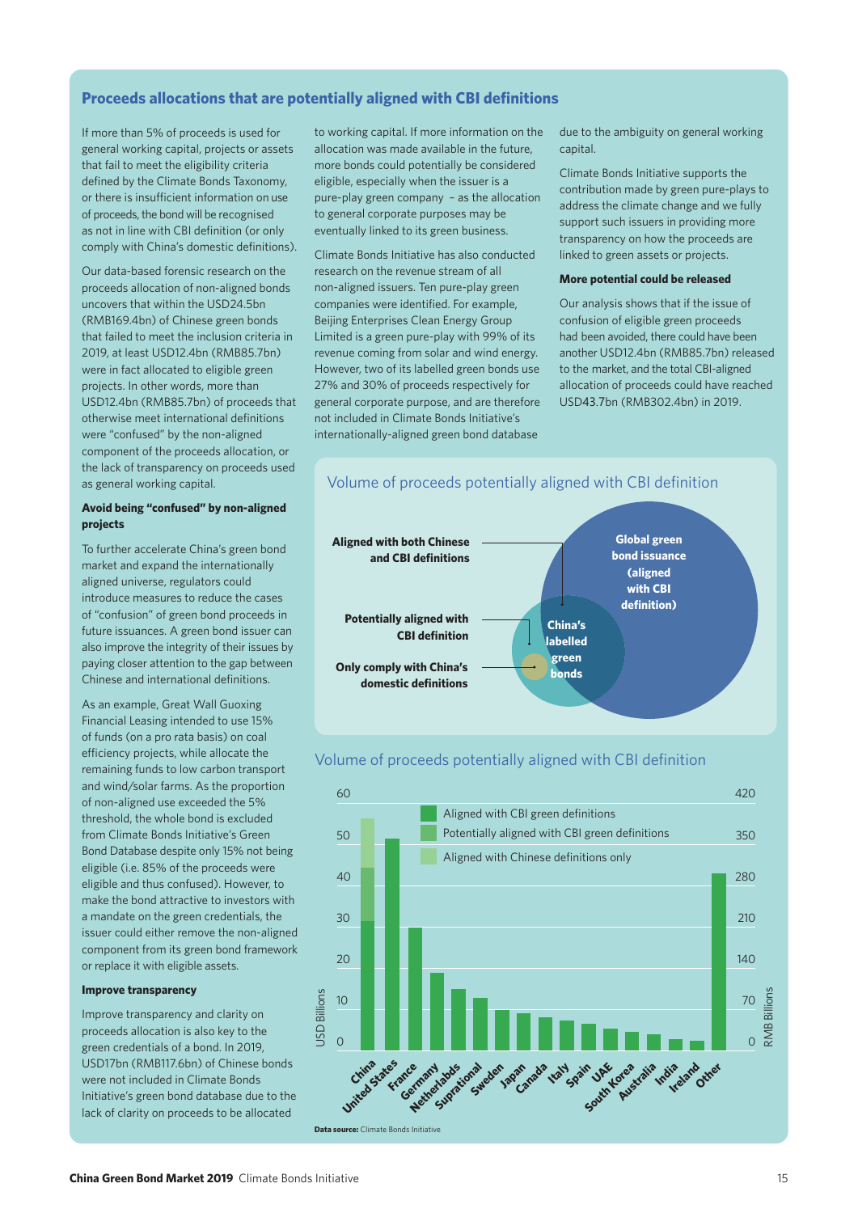## Proceeds allocations that are potentially aligned with CBI definitions

If more than 5% of proceeds is used for general working capital, projects or assets that fail to meet the eligibility criteria defined by the Climate Bonds Taxonomy, or there is insufficient information on use of proceeds, the bond will be recognised as not in line with CBI definition (or only comply with China's domestic definitions).

Our data-based forensic research on the proceeds allocation of non-aligned bonds uncovers that within the USD24.5bn (RMB169.4bn) of Chinese green bonds that failed to meet the inclusion criteria in 2019, at least USD12.4bn (RMB85.7bn) were in fact allocated to eligible green projects. In other words, more than USD12.4bn (RMB85.7bn) of proceeds that otherwise meet international definitions were "confused" by the non-aligned component of the proceeds allocation, or the lack of transparency on proceeds used as general working capital.

### Avoid being "confused" by non-aligned projects

To further accelerate China's green bond market and expand the internationally aligned universe, regulators could introduce measures to reduce the cases of "confusion" of green bond proceeds in future issuances. A green bond issuer can also improve the integrity of their issues by paying closer attention to the gap between Chinese and international definitions.

As an example, Great Wall Guoxing Financial Leasing intended to use 15% of funds (on a pro rata basis) on coal efficiency projects, while allocate the remaining funds to low carbon transport and wind/solar farms. As the proportion of non-aligned use exceeded the 5% threshold, the whole bond is excluded from Climate Bonds Initiative's Green Bond Database despite only 15% not being eligible (i.e. 85% of the proceeds were eligible and thus confused). However, to make the bond attractive to investors with a mandate on the green credentials, the issuer could either remove the non-aligned component from its green bond framework or replace it with eligible assets.

### Improve transparency

Improve transparency and clarity on proceeds allocation is also key to the green credentials of a bond. In 2019, USD17bn (RMB117.6bn) of Chinese bonds were not included in Climate Bonds Initiative's green bond database due to the lack of clarity on proceeds to be allocated to working capital. If more information on the allocation was made available in the future, more bonds could potentially be considered eligible, especially when the issuer is a pure-play green company – as the allocation to general corporate purposes may be eventually linked to its green business.

Climate Bonds Initiative has also conducted research on the revenue stream of all non-aligned issuers. Ten pure-play green companies were identified. For example, Beijing Enterprises Clean Energy Group Limited is a green pure-play with 99% of its revenue coming from solar and wind energy. However, two of its labelled green bonds use 27% and 30% of proceeds respectively for general corporate purpose, and are therefore not included in Climate Bonds Initiative's internationally-aligned green bond database due to the ambiguity on general working capital.

Climate Bonds Initiative supports the contribution made by green pure-plays to address the climate change and we fully support such issuers in providing more transparency on how the proceeds are linked to green assets or projects.

### More potential could be released

Our analysis shows that if the issue of confusion of eligible green proceeds had been avoided, there could have been another USD12.4bn (RMB85.7bn) released to the market, and the total CBI-aligned allocation of proceeds could have reached USD43.7bn (RMB302.4bn) in 2019.

**Volume of proceeds potentially aligned with CBI definition**

Global green bond issuance (aligned with CBI definition); China's labelled green bonds; Aligned with both Chinese and CBI definitions; Potentially aligned with CBI definition; Only comply with China's domestic definitions

**Volume of proceeds potentially aligned with CBI definition**

Legend: Aligned with CBI green definitions; Potentially aligned with CBI green definitions; Aligned with Chinese definitions only

Axes: USD Billions (0–60); RMB Billions (0–420)

Countries: China, United States, France, Germany, Netherlands, Supranational, Sweden, Japan, Canada, Italy, Spain, UAE, South Korea, Australia, India, Ireland, Other

**Data source:** Climate Bonds Initiative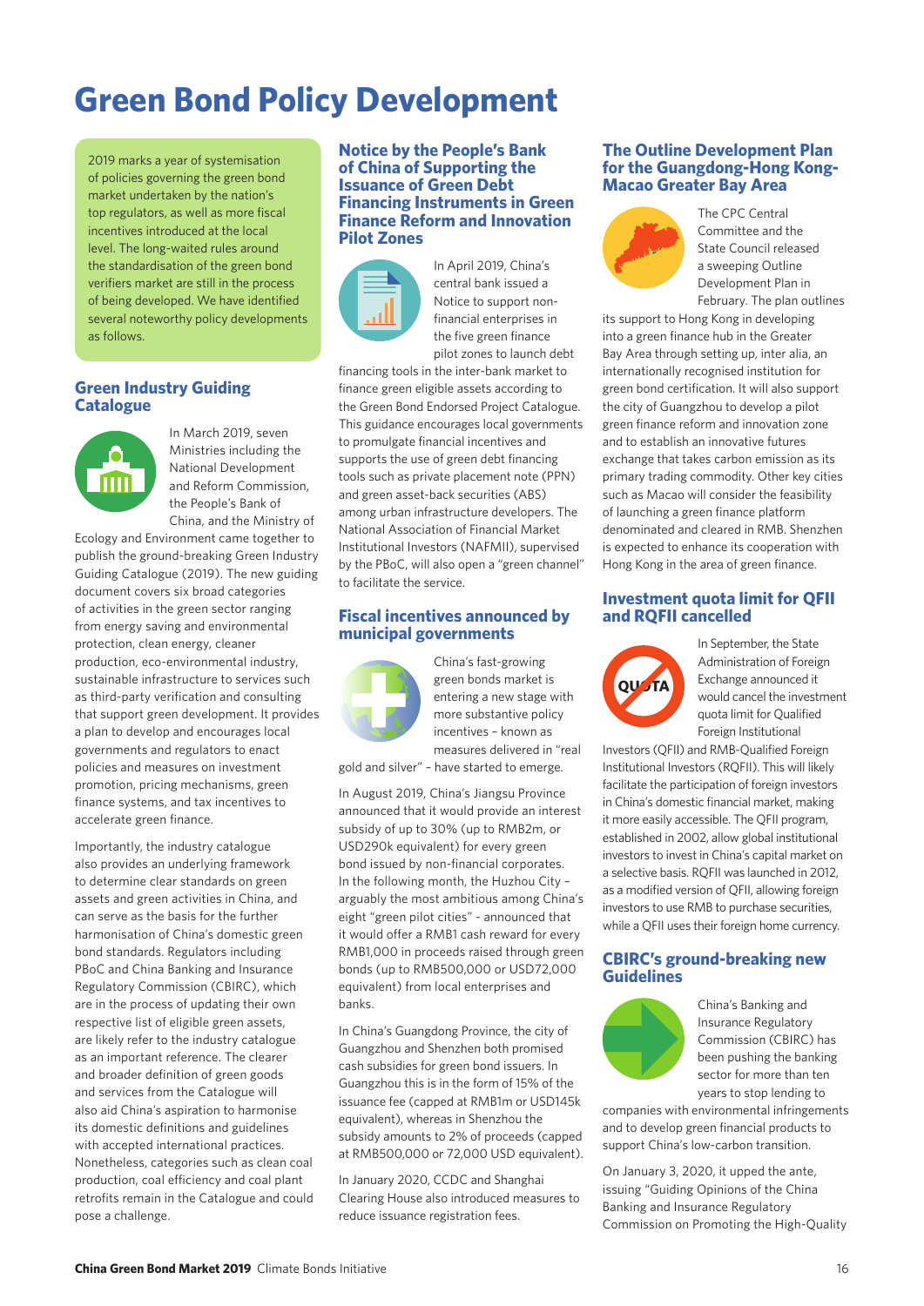# Green Bond Policy Development

2019 marks a year of systemisation of policies governing the green bond market undertaken by the nation's top regulators, as well as more fiscal incentives introduced at the local level. The long-waited rules around the standardisation of the green bond verifiers market are still in the process of being developed. We have identified several noteworthy policy developments as follows.

## Green Industry Guiding Catalogue

In March 2019, seven Ministries including the National Development and Reform Commission, the People's Bank of China, and the Ministry of Ecology and Environment came together to publish the ground-breaking Green Industry Guiding Catalogue (2019). The new guiding document covers six broad categories of activities in the green sector ranging from energy saving and environmental protection, clean energy, cleaner production, eco-environmental industry, sustainable infrastructure to services such as third-party verification and consulting that support green development. It provides a plan to develop and encourages local governments and regulators to enact policies and measures on investment promotion, pricing mechanisms, green finance systems, and tax incentives to accelerate green finance.

Importantly, the industry catalogue also provides an underlying framework to determine clear standards on green assets and green activities in China, and can serve as the basis for the further harmonisation of China's domestic green bond standards. Regulators including PBoC and China Banking and Insurance Regulatory Commission (CBIRC), which are in the process of updating their own respective list of eligible green assets, are likely refer to the industry catalogue as an important reference. The clearer and broader definition of green goods and services from the Catalogue will also aid China's aspiration to harmonise its domestic definitions and guidelines with accepted international practices. Nonetheless, categories such as clean coal production, coal efficiency and coal plant retrofits remain in the Catalogue and could pose a challenge.

## Notice by the People's Bank of China of Supporting the Issuance of Green Debt Financing Instruments in Green Finance Reform and Innovation Pilot Zones

In April 2019, China's central bank issued a Notice to support non-financial enterprises in the five green finance pilot zones to launch debt financing tools in the inter-bank market to finance green eligible assets according to the Green Bond Endorsed Project Catalogue. This guidance encourages local governments to promulgate financial incentives and supports the use of green debt financing tools such as private placement note (PPN) and green asset-back securities (ABS) among urban infrastructure developers. The National Association of Financial Market Institutional Investors (NAFMII), supervised by the PBoC, will also open a "green channel" to facilitate the service.

## Fiscal incentives announced by municipal governments

China's fast-growing green bonds market is entering a new stage with more substantive policy incentives – known as measures delivered in "real gold and silver" – have started to emerge.

In August 2019, China's Jiangsu Province announced that it would provide an interest subsidy of up to 30% (up to RMB2m, or USD290k equivalent) for every green bond issued by non-financial corporates. In the following month, the Huzhou City – arguably the most ambitious among China's eight "green pilot cities" - announced that it would offer a RMB1 cash reward for every RMB1,000 in proceeds raised through green bonds (up to RMB500,000 or USD72,000 equivalent) from local enterprises and banks.

In China's Guangdong Province, the city of Guangzhou and Shenzhen both promised cash subsidies for green bond issuers. In Guangzhou this is in the form of 15% of the issuance fee (capped at RMB1m or USD145k equivalent), whereas in Shenzhou the subsidy amounts to 2% of proceeds (capped at RMB500,000 or 72,000 USD equivalent).

In January 2020, CCDC and Shanghai Clearing House also introduced measures to reduce issuance registration fees.

## The Outline Development Plan for the Guangdong-Hong Kong-Macao Greater Bay Area

The CPC Central Committee and the State Council released a sweeping Outline Development Plan in February. The plan outlines its support to Hong Kong in developing into a green finance hub in the Greater Bay Area through setting up, inter alia, an internationally recognised institution for green bond certification. It will also support the city of Guangzhou to develop a pilot green finance reform and innovation zone and to establish an innovative futures exchange that takes carbon emission as its primary trading commodity. Other key cities such as Macao will consider the feasibility of launching a green finance platform denominated and cleared in RMB. Shenzhen is expected to enhance its cooperation with Hong Kong in the area of green finance.

## Investment quota limit for QFII and RQFII cancelled

In September, the State Administration of Foreign Exchange announced it would cancel the investment quota limit for Qualified Foreign Institutional Investors (QFII) and RMB-Qualified Foreign Institutional Investors (RQFII). This will likely facilitate the participation of foreign investors in China's domestic financial market, making it more easily accessible. The QFII program, established in 2002, allow global institutional investors to invest in China's capital market on a selective basis. RQFII was launched in 2012, as a modified version of QFII, allowing foreign investors to use RMB to purchase securities, while a QFII uses their foreign home currency.

## CBIRC's ground-breaking new Guidelines

China's Banking and Insurance Regulatory Commission (CBIRC) has been pushing the banking sector for more than ten years to stop lending to companies with environmental infringements and to develop green financial products to support China's low-carbon transition.

On January 3, 2020, it upped the ante, issuing "Guiding Opinions of the China Banking and Insurance Regulatory Commission on Promoting the High-Quality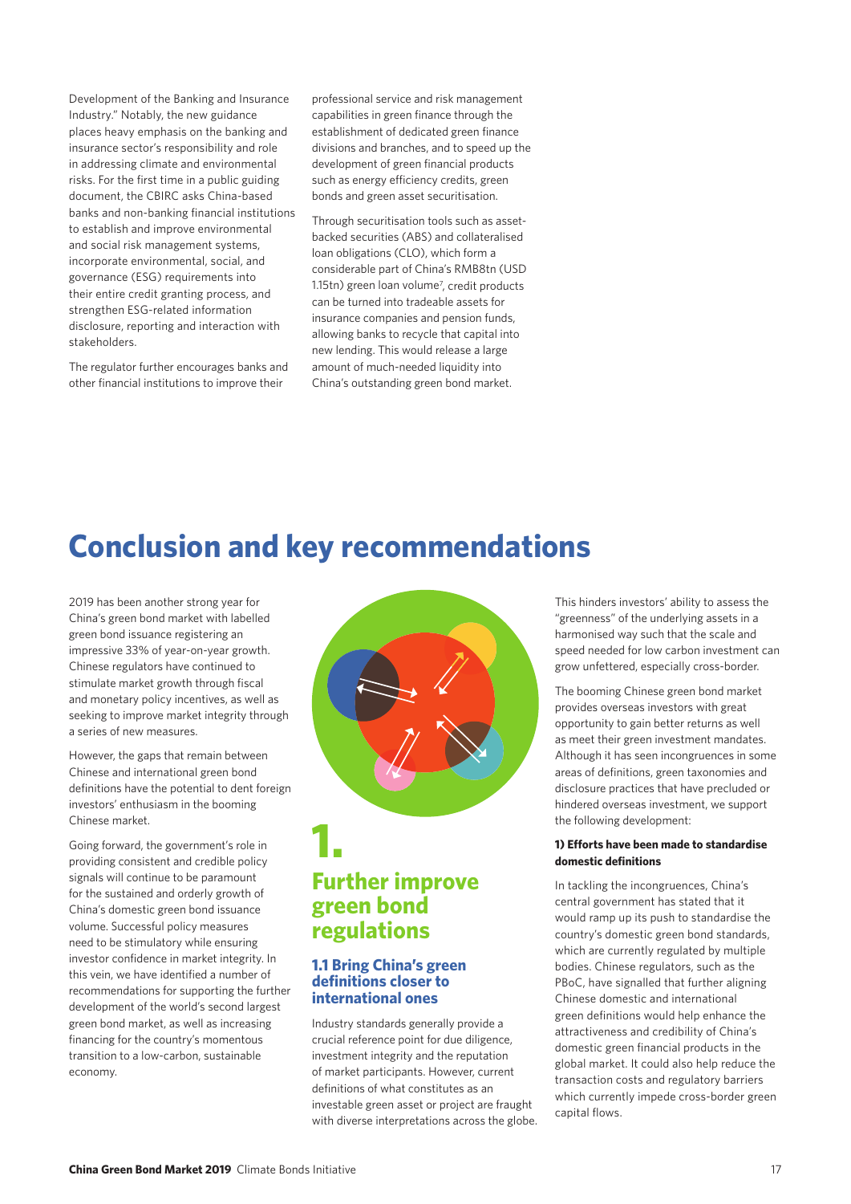Development of the Banking and Insurance Industry." Notably, the new guidance places heavy emphasis on the banking and insurance sector's responsibility and role in addressing climate and environmental risks. For the first time in a public guiding document, the CBIRC asks China-based banks and non-banking financial institutions to establish and improve environmental and social risk management systems, incorporate environmental, social, and governance (ESG) requirements into their entire credit granting process, and strengthen ESG-related information disclosure, reporting and interaction with stakeholders.

The regulator further encourages banks and other financial institutions to improve their professional service and risk management capabilities in green finance through the establishment of dedicated green finance divisions and branches, and to speed up the development of green financial products such as energy efficiency credits, green bonds and green asset securitisation.

Through securitisation tools such as asset-backed securities (ABS) and collateralised loan obligations (CLO), which form a considerable part of China's RMB8tn (USD 1.15tn) green loan volume[7], credit products can be turned into tradeable assets for insurance companies and pension funds, allowing banks to recycle that capital into new lending. This would release a large amount of much-needed liquidity into China's outstanding green bond market.

# Conclusion and key recommendations

2019 has been another strong year for China's green bond market with labelled green bond issuance registering an impressive 33% of year-on-year growth. Chinese regulators have continued to stimulate market growth through fiscal and monetary policy incentives, as well as seeking to improve market integrity through a series of new measures.

However, the gaps that remain between Chinese and international green bond definitions have the potential to dent foreign investors' enthusiasm in the booming Chinese market.

Going forward, the government's role in providing consistent and credible policy signals will continue to be paramount for the sustained and orderly growth of China's domestic green bond issuance volume. Successful policy measures need to be stimulatory while ensuring investor confidence in market integrity. In this vein, we have identified a number of recommendations for supporting the further development of the world's second largest green bond market, as well as increasing financing for the country's momentous transition to a low-carbon, sustainable economy.

## 1. Further improve green bond regulations

### 1.1 Bring China's green definitions closer to international ones

Industry standards generally provide a crucial reference point for due diligence, investment integrity and the reputation of market participants. However, current definitions of what constitutes as an investable green asset or project are fraught with diverse interpretations across the globe. This hinders investors' ability to assess the "greenness" of the underlying assets in a harmonised way such that the scale and speed needed for low carbon investment can grow unfettered, especially cross-border.

The booming Chinese green bond market provides overseas investors with great opportunity to gain better returns as well as meet their green investment mandates. Although it has seen incongruences in some areas of definitions, green taxonomies and disclosure practices that have precluded or hindered overseas investment, we support the following development:

**1) Efforts have been made to standardise domestic definitions**

In tackling the incongruences, China's central government has stated that it would ramp up its push to standardise the country's domestic green bond standards, which are currently regulated by multiple bodies. Chinese regulators, such as the PBoC, have signalled that further aligning Chinese domestic and international green definitions would help enhance the attractiveness and credibility of China's domestic green financial products in the global market. It could also help reduce the transaction costs and regulatory barriers which currently impede cross-border green capital flows.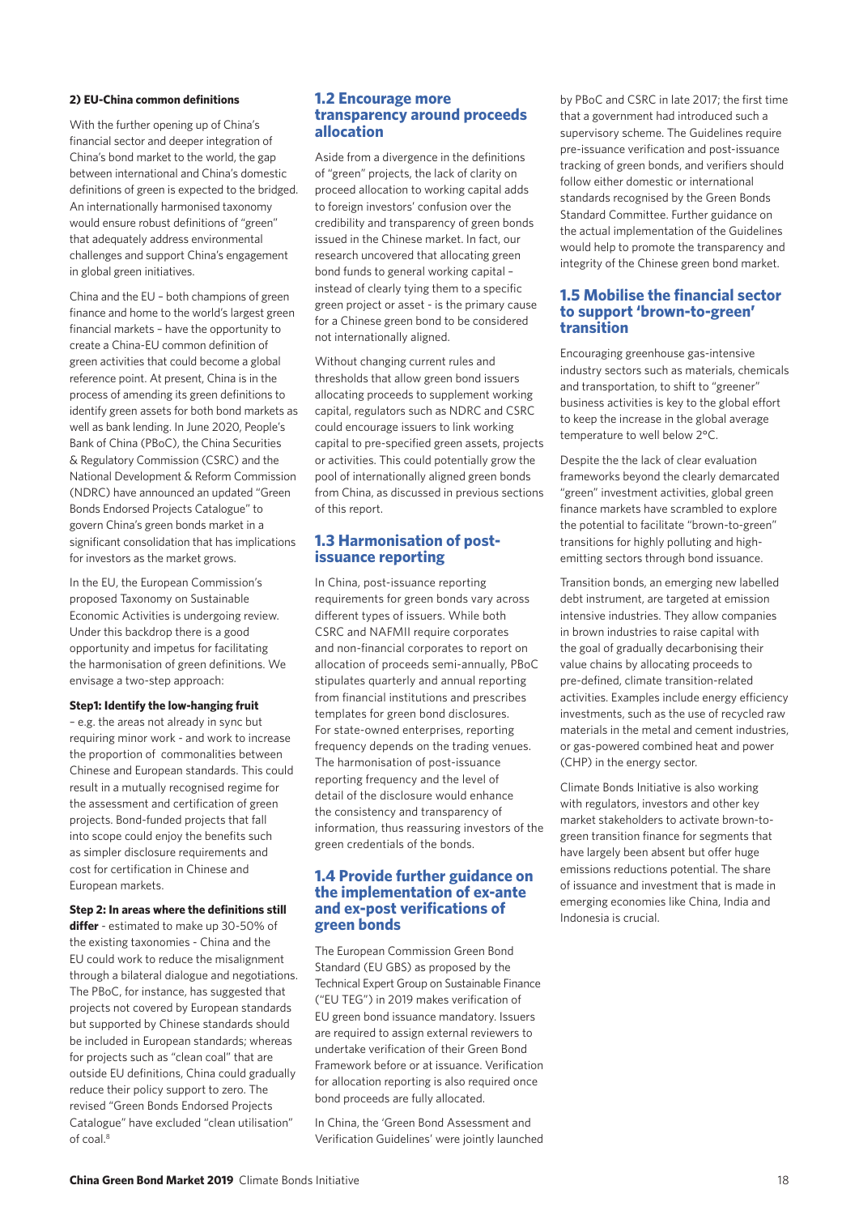**2) EU-China common definitions**

With the further opening up of China's financial sector and deeper integration of China's bond market to the world, the gap between international and China's domestic definitions of green is expected to the bridged. An internationally harmonised taxonomy would ensure robust definitions of "green" that adequately address environmental challenges and support China's engagement in global green initiatives.

China and the EU – both champions of green finance and home to the world's largest green financial markets – have the opportunity to create a China-EU common definition of green activities that could become a global reference point. At present, China is in the process of amending its green definitions to identify green assets for both bond markets as well as bank lending. In June 2020, People's Bank of China (PBoC), the China Securities & Regulatory Commission (CSRC) and the National Development & Reform Commission (NDRC) have announced an updated "Green Bonds Endorsed Projects Catalogue" to govern China's green bonds market in a significant consolidation that has implications for investors as the market grows.

In the EU, the European Commission's proposed Taxonomy on Sustainable Economic Activities is undergoing review. Under this backdrop there is a good opportunity and impetus for facilitating the harmonisation of green definitions. We envisage a two-step approach:

**Step1: Identify the low-hanging fruit** – e.g. the areas not already in sync but requiring minor work - and work to increase the proportion of commonalities between Chinese and European standards. This could result in a mutually recognised regime for the assessment and certification of green projects. Bond-funded projects that fall into scope could enjoy the benefits such as simpler disclosure requirements and cost for certification in Chinese and European markets.

**Step 2: In areas where the definitions still differ** - estimated to make up 30-50% of the existing taxonomies - China and the EU could work to reduce the misalignment through a bilateral dialogue and negotiations. The PBoC, for instance, has suggested that projects not covered by European standards but supported by Chinese standards should be included in European standards; whereas for projects such as "clean coal" that are outside EU definitions, China could gradually reduce their policy support to zero. The revised "Green Bonds Endorsed Projects Catalogue" have excluded "clean utilisation" of coal.[8]

## 1.2 Encourage more transparency around proceeds allocation

Aside from a divergence in the definitions of "green" projects, the lack of clarity on proceed allocation to working capital adds to foreign investors' confusion over the credibility and transparency of green bonds issued in the Chinese market. In fact, our research uncovered that allocating green bond funds to general working capital – instead of clearly tying them to a specific green project or asset - is the primary cause for a Chinese green bond to be considered not internationally aligned.

Without changing current rules and thresholds that allow green bond issuers allocating proceeds to supplement working capital, regulators such as NDRC and CSRC could encourage issuers to link working capital to pre-specified green assets, projects or activities. This could potentially grow the pool of internationally aligned green bonds from China, as discussed in previous sections of this report.

## 1.3 Harmonisation of post-issuance reporting

In China, post-issuance reporting requirements for green bonds vary across different types of issuers. While both CSRC and NAFMII require corporates and non-financial corporates to report on allocation of proceeds semi-annually, PBoC stipulates quarterly and annual reporting from financial institutions and prescribes templates for green bond disclosures. For state-owned enterprises, reporting frequency depends on the trading venues. The harmonisation of post-issuance reporting frequency and the level of detail of the disclosure would enhance the consistency and transparency of information, thus reassuring investors of the green credentials of the bonds.

## 1.4 Provide further guidance on the implementation of ex-ante and ex-post verifications of green bonds

The European Commission Green Bond Standard (EU GBS) as proposed by the Technical Expert Group on Sustainable Finance ("EU TEG") in 2019 makes verification of EU green bond issuance mandatory. Issuers are required to assign external reviewers to undertake verification of their Green Bond Framework before or at issuance. Verification for allocation reporting is also required once bond proceeds are fully allocated.

In China, the 'Green Bond Assessment and Verification Guidelines' were jointly launched by PBoC and CSRC in late 2017; the first time that a government had introduced such a supervisory scheme. The Guidelines require pre-issuance verification and post-issuance tracking of green bonds, and verifiers should follow either domestic or international standards recognised by the Green Bonds Standard Committee. Further guidance on the actual implementation of the Guidelines would help to promote the transparency and integrity of the Chinese green bond market.

## 1.5 Mobilise the financial sector to support 'brown-to-green' transition

Encouraging greenhouse gas-intensive industry sectors such as materials, chemicals and transportation, to shift to "greener" business activities is key to the global effort to keep the increase in the global average temperature to well below 2°C.

Despite the the lack of clear evaluation frameworks beyond the clearly demarcated "green" investment activities, global green finance markets have scrambled to explore the potential to facilitate "brown-to-green" transitions for highly polluting and high-emitting sectors through bond issuance.

Transition bonds, an emerging new labelled debt instrument, are targeted at emission intensive industries. They allow companies in brown industries to raise capital with the goal of gradually decarbonising their value chains by allocating proceeds to pre-defined, climate transition-related activities. Examples include energy efficiency investments, such as the use of recycled raw materials in the metal and cement industries, or gas-powered combined heat and power (CHP) in the energy sector.

Climate Bonds Initiative is also working with regulators, investors and other key market stakeholders to activate brown-to-green transition finance for segments that have largely been absent but offer huge emissions reductions potential. The share of issuance and investment that is made in emerging economies like China, India and Indonesia is crucial.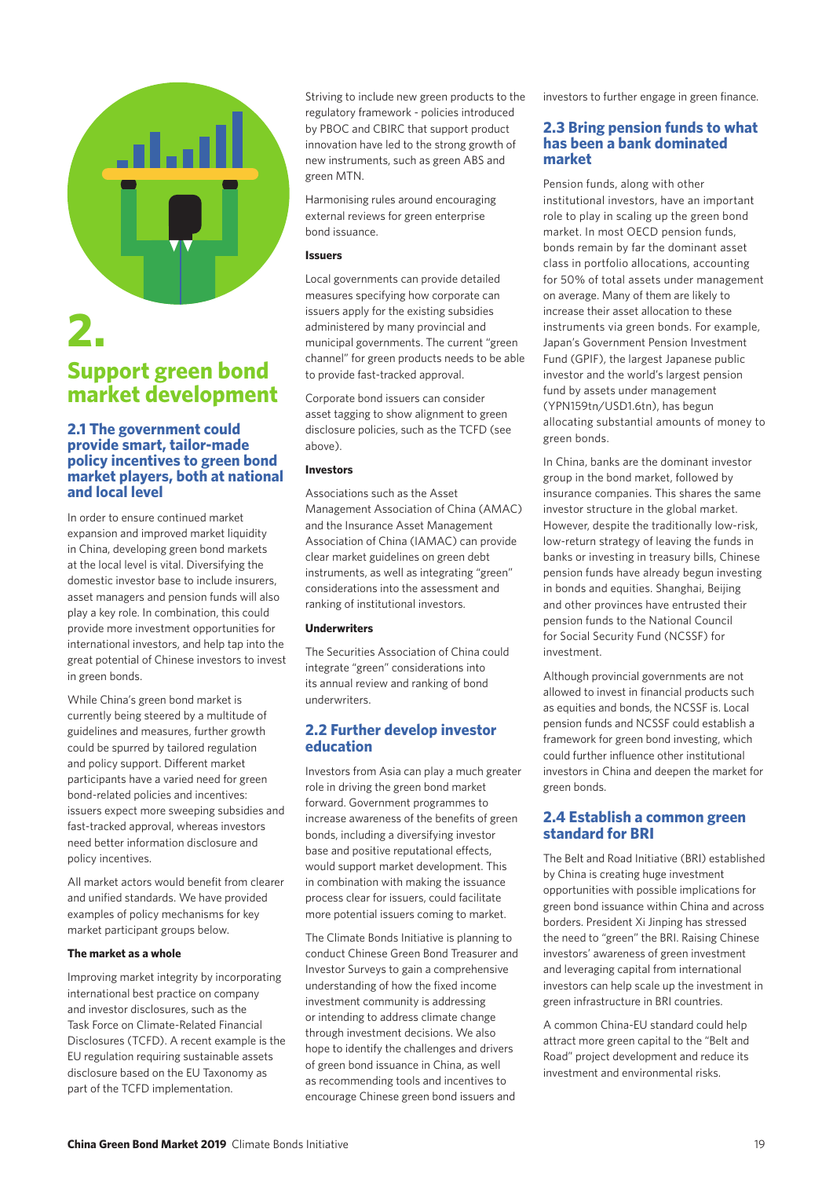# 2. Support green bond market development

## 2.1 The government could provide smart, tailor-made policy incentives to green bond market players, both at national and local level

In order to ensure continued market expansion and improved market liquidity in China, developing green bond markets at the local level is vital. Diversifying the domestic investor base to include insurers, asset managers and pension funds will also play a key role. In combination, this could provide more investment opportunities for international investors, and help tap into the great potential of Chinese investors to invest in green bonds.

While China's green bond market is currently being steered by a multitude of guidelines and measures, further growth could be spurred by tailored regulation and policy support. Different market participants have a varied need for green bond-related policies and incentives: issuers expect more sweeping subsidies and fast-tracked approval, whereas investors need better information disclosure and policy incentives.

All market actors would benefit from clearer and unified standards. We have provided examples of policy mechanisms for key market participant groups below.

**The market as a whole**

Improving market integrity by incorporating international best practice on company and investor disclosures, such as the Task Force on Climate-Related Financial Disclosures (TCFD). A recent example is the EU regulation requiring sustainable assets disclosure based on the EU Taxonomy as part of the TCFD implementation.

Striving to include new green products to the regulatory framework - policies introduced by PBOC and CBIRC that support product innovation have led to the strong growth of new instruments, such as green ABS and green MTN.

Harmonising rules around encouraging external reviews for green enterprise bond issuance.

**Issuers**

Local governments can provide detailed measures specifying how corporate can issuers apply for the existing subsidies administered by many provincial and municipal governments. The current "green channel" for green products needs to be able to provide fast-tracked approval.

Corporate bond issuers can consider asset tagging to show alignment to green disclosure policies, such as the TCFD (see above).

**Investors**

Associations such as the Asset Management Association of China (AMAC) and the Insurance Asset Management Association of China (IAMAC) can provide clear market guidelines on green debt instruments, as well as integrating "green" considerations into the assessment and ranking of institutional investors.

**Underwriters**

The Securities Association of China could integrate "green" considerations into its annual review and ranking of bond underwriters.

## 2.2 Further develop investor education

Investors from Asia can play a much greater role in driving the green bond market forward. Government programmes to increase awareness of the benefits of green bonds, including a diversifying investor base and positive reputational effects, would support market development. This in combination with making the issuance process clear for issuers, could facilitate more potential issuers coming to market.

The Climate Bonds Initiative is planning to conduct Chinese Green Bond Treasurer and Investor Surveys to gain a comprehensive understanding of how the fixed income investment community is addressing or intending to address climate change through investment decisions. We also hope to identify the challenges and drivers of green bond issuance in China, as well as recommending tools and incentives to encourage Chinese green bond issuers and investors to further engage in green finance.

## 2.3 Bring pension funds to what has been a bank dominated market

Pension funds, along with other institutional investors, have an important role to play in scaling up the green bond market. In most OECD pension funds, bonds remain by far the dominant asset class in portfolio allocations, accounting for 50% of total assets under management on average. Many of them are likely to increase their asset allocation to these instruments via green bonds. For example, Japan's Government Pension Investment Fund (GPIF), the largest Japanese public investor and the world's largest pension fund by assets under management (YPN159tn/USD1.6tn), has begun allocating substantial amounts of money to green bonds.

In China, banks are the dominant investor group in the bond market, followed by insurance companies. This shares the same investor structure in the global market. However, despite the traditionally low-risk, low-return strategy of leaving the funds in banks or investing in treasury bills, Chinese pension funds have already begun investing in bonds and equities. Shanghai, Beijing and other provinces have entrusted their pension funds to the National Council for Social Security Fund (NCSSF) for investment.

Although provincial governments are not allowed to invest in financial products such as equities and bonds, the NCSSF is. Local pension funds and NCSSF could establish a framework for green bond investing, which could further influence other institutional investors in China and deepen the market for green bonds.

## 2.4 Establish a common green standard for BRI

The Belt and Road Initiative (BRI) established by China is creating huge investment opportunities with possible implications for green bond issuance within China and across borders. President Xi Jinping has stressed the need to "green" the BRI. Raising Chinese investors' awareness of green investment and leveraging capital from international investors can help scale up the investment in green infrastructure in BRI countries.

A common China-EU standard could help attract more green capital to the "Belt and Road" project development and reduce its investment and environmental risks.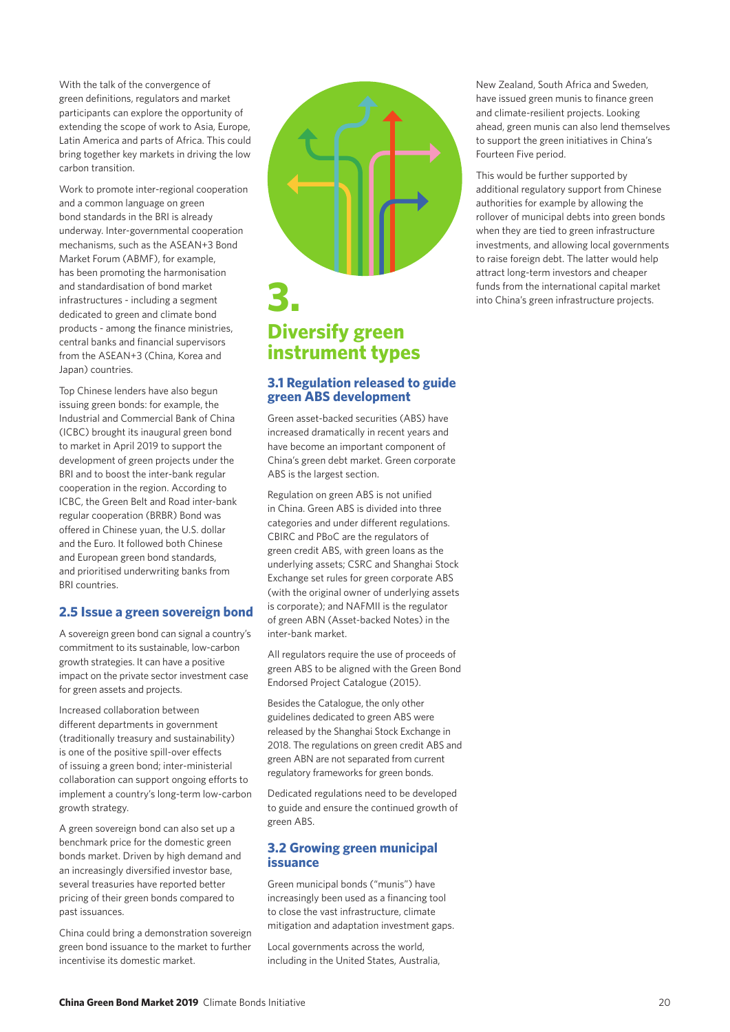With the talk of the convergence of green definitions, regulators and market participants can explore the opportunity of extending the scope of work to Asia, Europe, Latin America and parts of Africa. This could bring together key markets in driving the low carbon transition.

Work to promote inter-regional cooperation and a common language on green bond standards in the BRI is already underway. Inter-governmental cooperation mechanisms, such as the ASEAN+3 Bond Market Forum (ABMF), for example, has been promoting the harmonisation and standardisation of bond market infrastructures - including a segment dedicated to green and climate bond products - among the finance ministries, central banks and financial supervisors from the ASEAN+3 (China, Korea and Japan) countries.

Top Chinese lenders have also begun issuing green bonds: for example, the Industrial and Commercial Bank of China (ICBC) brought its inaugural green bond to market in April 2019 to support the development of green projects under the BRI and to boost the inter-bank regular cooperation in the region. According to ICBC, the Green Belt and Road inter-bank regular cooperation (BRBR) Bond was offered in Chinese yuan, the U.S. dollar and the Euro. It followed both Chinese and European green bond standards, and prioritised underwriting banks from BRI countries.

### 2.5 Issue a green sovereign bond

A sovereign green bond can signal a country's commitment to its sustainable, low-carbon growth strategies. It can have a positive impact on the private sector investment case for green assets and projects.

Increased collaboration between different departments in government (traditionally treasury and sustainability) is one of the positive spill-over effects of issuing a green bond; inter-ministerial collaboration can support ongoing efforts to implement a country's long-term low-carbon growth strategy.

A green sovereign bond can also set up a benchmark price for the domestic green bonds market. Driven by high demand and an increasingly diversified investor base, several treasuries have reported better pricing of their green bonds compared to past issuances.

China could bring a demonstration sovereign green bond issuance to the market to further incentivise its domestic market.

# 3. Diversify green instrument types

### 3.1 Regulation released to guide green ABS development

Green asset-backed securities (ABS) have increased dramatically in recent years and have become an important component of China's green debt market. Green corporate ABS is the largest section.

Regulation on green ABS is not unified in China. Green ABS is divided into three categories and under different regulations. CBIRC and PBoC are the regulators of green credit ABS, with green loans as the underlying assets; CSRC and Shanghai Stock Exchange set rules for green corporate ABS (with the original owner of underlying assets is corporate); and NAFMII is the regulator of green ABN (Asset-backed Notes) in the inter-bank market.

All regulators require the use of proceeds of green ABS to be aligned with the Green Bond Endorsed Project Catalogue (2015).

Besides the Catalogue, the only other guidelines dedicated to green ABS were released by the Shanghai Stock Exchange in 2018. The regulations on green credit ABS and green ABN are not separated from current regulatory frameworks for green bonds.

Dedicated regulations need to be developed to guide and ensure the continued growth of green ABS.

### 3.2 Growing green municipal issuance

Green municipal bonds ("munis") have increasingly been used as a financing tool to close the vast infrastructure, climate mitigation and adaptation investment gaps.

Local governments across the world, including in the United States, Australia, New Zealand, South Africa and Sweden, have issued green munis to finance green and climate-resilient projects. Looking ahead, green munis can also lend themselves to support the green initiatives in China's Fourteen Five period.

This would be further supported by additional regulatory support from Chinese authorities for example by allowing the rollover of municipal debts into green bonds when they are tied to green infrastructure investments, and allowing local governments to raise foreign debt. The latter would help attract long-term investors and cheaper funds from the international capital market into China's green infrastructure projects.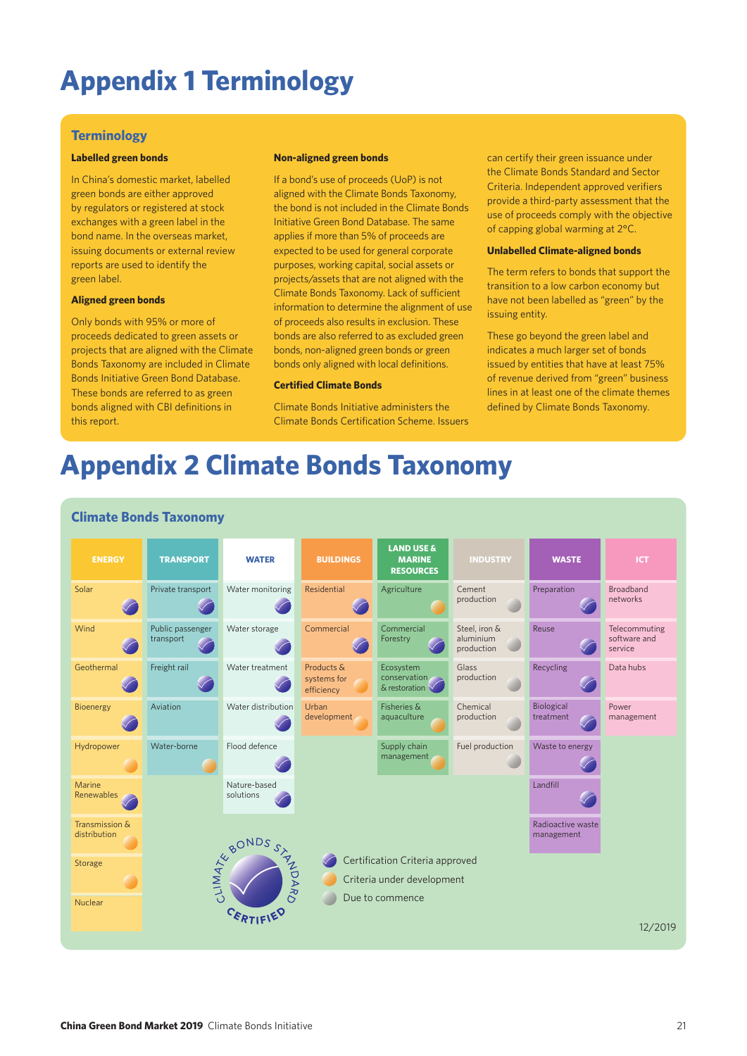# Appendix 1 Terminology

## Terminology

### Labelled green bonds

In China's domestic market, labelled green bonds are either approved by regulators or registered at stock exchanges with a green label in the bond name. In the overseas market, issuing documents or external review reports are used to identify the green label.

### Aligned green bonds

Only bonds with 95% or more of proceeds dedicated to green assets or projects that are aligned with the Climate Bonds Taxonomy are included in Climate Bonds Initiative Green Bond Database. These bonds are referred to as green bonds aligned with CBI definitions in this report.

### Non-aligned green bonds

If a bond's use of proceeds (UoP) is not aligned with the Climate Bonds Taxonomy, the bond is not included in the Climate Bonds Initiative Green Bond Database. The same applies if more than 5% of proceeds are expected to be used for general corporate purposes, working capital, social assets or projects/assets that are not aligned with the Climate Bonds Taxonomy. Lack of sufficient information to determine the alignment of use of proceeds also results in exclusion. These bonds are also referred to as excluded green bonds, non-aligned green bonds or green bonds only aligned with local definitions.

### Certified Climate Bonds

Climate Bonds Initiative administers the Climate Bonds Certification Scheme. Issuers can certify their green issuance under the Climate Bonds Standard and Sector Criteria. Independent approved verifiers provide a third-party assessment that the use of proceeds comply with the objective of capping global warming at 2°C.

### Unlabelled Climate-aligned bonds

The term refers to bonds that support the transition to a low carbon economy but have not been labelled as "green" by the issuing entity.

These go beyond the green label and indicates a much larger set of bonds issued by entities that have at least 75% of revenue derived from "green" business lines in at least one of the climate themes defined by Climate Bonds Taxonomy.

# Appendix 2 Climate Bonds Taxonomy

## Climate Bonds Taxonomy

| ENERGY | TRANSPORT | WATER | BUILDINGS | LAND USE & MARINE RESOURCES | INDUSTRY | WASTE | ICT |
|---|---|---|---|---|---|---|---|
| Solar (Certification Criteria approved) | Private transport (Certification Criteria approved) | Water monitoring (Certification Criteria approved) | Residential (Certification Criteria approved) | Agriculture (Criteria under development) | Cement production (Due to commence) | Preparation (Certification Criteria approved) | Broadband networks |
| Wind (Certification Criteria approved) | Public passenger transport (Certification Criteria approved) | Water storage (Certification Criteria approved) | Commercial (Certification Criteria approved) | Commercial Forestry (Certification Criteria approved) | Steel, iron & aluminium production (Due to commence) | Reuse (Certification Criteria approved) | Telecommuting software and service |
| Geothermal (Certification Criteria approved) | Freight rail (Certification Criteria approved) | Water treatment (Certification Criteria approved) | Products & systems for efficiency (Criteria under development) | Ecosystem conservation & restoration (Certification Criteria approved) | Glass production (Due to commence) | Recycling (Certification Criteria approved) | Data hubs |
| Bioenergy (Certification Criteria approved) | Aviation | Water distribution (Certification Criteria approved) | Urban development (Criteria under development) | Fisheries & aquaculture (Criteria under development) | Chemical production (Due to commence) | Biological treatment (Certification Criteria approved) | Power management |
| Hydropower (Criteria under development) | Water-borne (Criteria under development) | Flood defence (Certification Criteria approved) | | Supply chain management (Criteria under development) | Fuel production (Due to commence) | Waste to energy (Certification Criteria approved) | |
| Marine Renewables (Certification Criteria approved) | | Nature-based solutions (Certification Criteria approved) | | | | Landfill (Certification Criteria approved) | |
| Transmission & distribution (Criteria under development) | | | | | | Radioactive waste management | |
| Storage (Criteria under development) | | | | | | | |
| Nuclear | | | | | | | |

CLIMATE BONDS STANDARD CERTIFIED

- Certification Criteria approved
- Criteria under development
- Due to commence

12/2019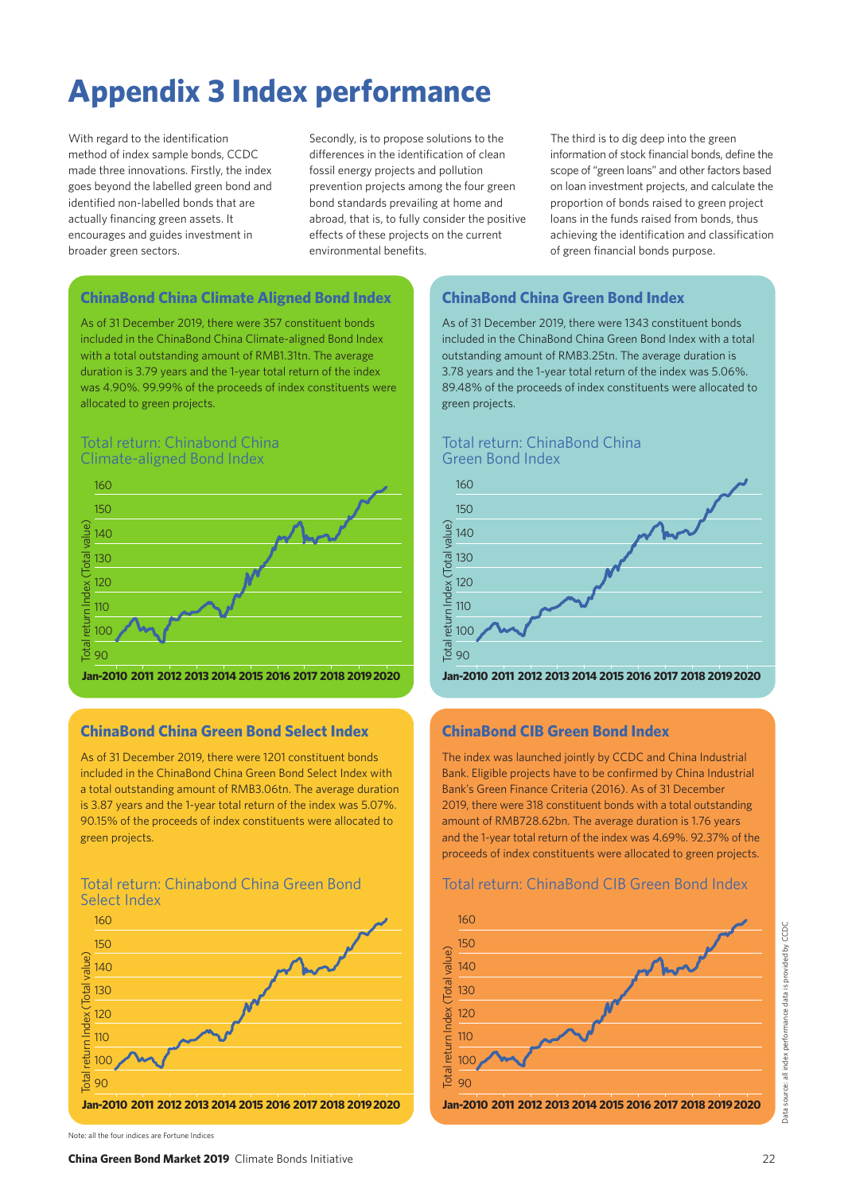# Appendix 3 Index performance

With regard to the identification method of index sample bonds, CCDC made three innovations. Firstly, the index goes beyond the labelled green bond and identified non-labelled bonds that are actually financing green assets. It encourages and guides investment in broader green sectors.

Secondly, is to propose solutions to the differences in the identification of clean fossil energy projects and pollution prevention projects among the four green bond standards prevailing at home and abroad, that is, to fully consider the positive effects of these projects on the current environmental benefits.

The third is to dig deep into the green information of stock financial bonds, define the scope of "green loans" and other factors based on loan investment projects, and calculate the proportion of bonds raised to green project loans in the funds raised from bonds, thus achieving the identification and classification of green financial bonds purpose.

## ChinaBond China Climate Aligned Bond Index

As of 31 December 2019, there were 357 constituent bonds included in the ChinaBond China Climate-aligned Bond Index with a total outstanding amount of RMB1.31tn. The average duration is 3.79 years and the 1-year total return of the index was 4.90%. 99.99% of the proceeds of index constituents were allocated to green projects.

Total return: Chinabond China Climate-aligned Bond Index

## ChinaBond China Green Bond Index

As of 31 December 2019, there were 1343 constituent bonds included in the ChinaBond China Green Bond Index with a total outstanding amount of RMB3.25tn. The average duration is 3.78 years and the 1-year total return of the index was 5.06%. 89.48% of the proceeds of index constituents were allocated to green projects.

Total return: ChinaBond China Green Bond Index

## ChinaBond China Green Bond Select Index

As of 31 December 2019, there were 1201 constituent bonds included in the ChinaBond China Green Bond Select Index with a total outstanding amount of RMB3.06tn. The average duration is 3.87 years and the 1-year total return of the index was 5.07%. 90.15% of the proceeds of index constituents were allocated to green projects.

Total return: Chinabond China Green Bond Select Index

## ChinaBond CIB Green Bond Index

The index was launched jointly by CCDC and China Industrial Bank. Eligible projects have to be confirmed by China Industrial Bank's Green Finance Criteria (2016). As of 31 December 2019, there were 318 constituent bonds with a total outstanding amount of RMB728.62bn. The average duration is 1.76 years and the 1-year total return of the index was 4.69%. 92.37% of the proceeds of index constituents were allocated to green projects.

Total return: ChinaBond CIB Green Bond Index

Data source: all index performance data is provided by CCDC

Note: all the four indices are Fortune Indices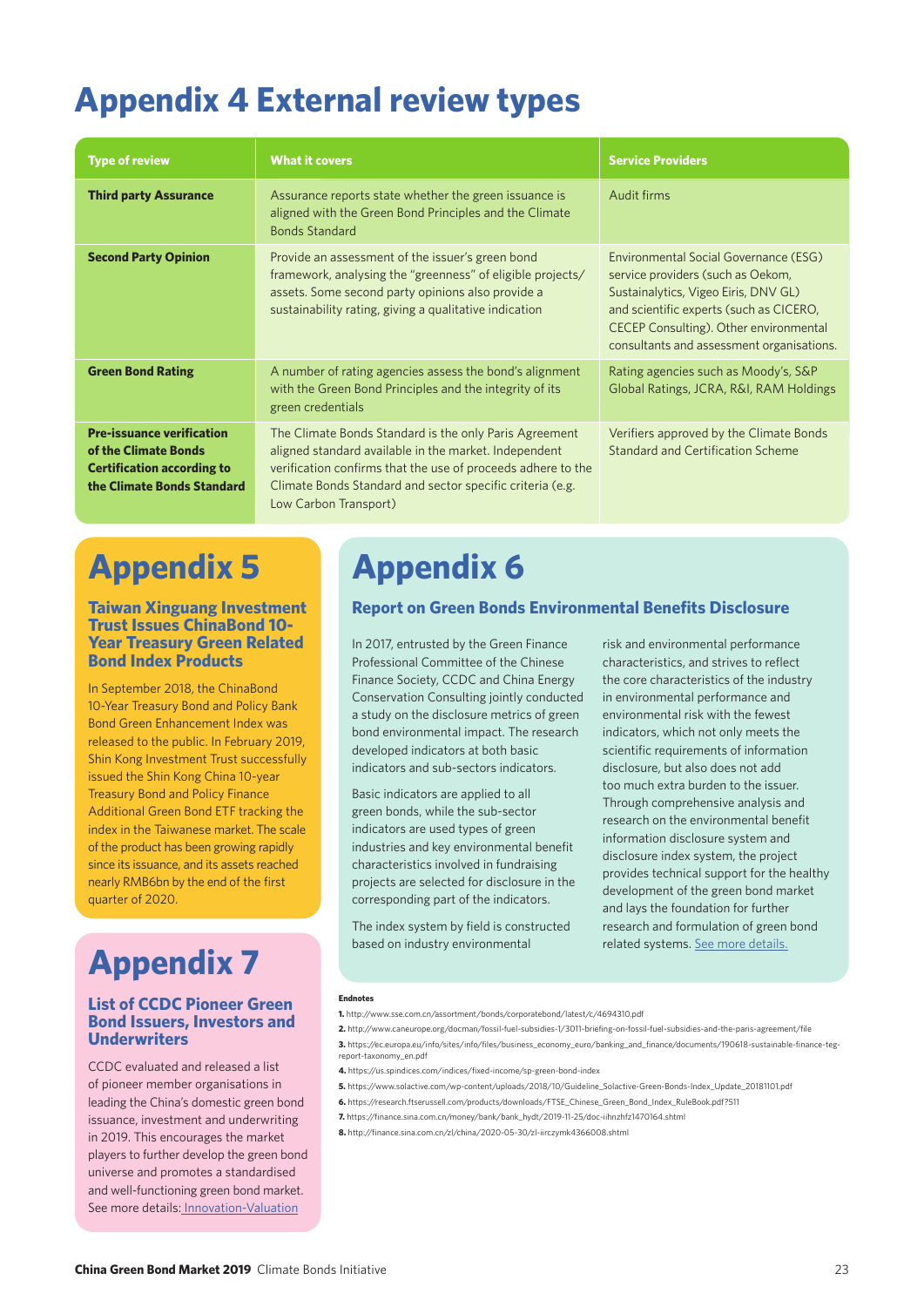# Appendix 4 External review types

| Type of review | What it covers | Service Providers |
|---|---|---|
| **Third party Assurance** | Assurance reports state whether the green issuance is aligned with the Green Bond Principles and the Climate Bonds Standard | Audit firms |
| **Second Party Opinion** | Provide an assessment of the issuer's green bond framework, analysing the "greenness" of eligible projects/assets. Some second party opinions also provide a sustainability rating, giving a qualitative indication | Environmental Social Governance (ESG) service providers (such as Oekom, Sustainalytics, Vigeo Eiris, DNV GL) and scientific experts (such as CICERO, CECEP Consulting). Other environmental consultants and assessment organisations. |
| **Green Bond Rating** | A number of rating agencies assess the bond's alignment with the Green Bond Principles and the integrity of its green credentials | Rating agencies such as Moody's, S&P Global Ratings, JCRA, R&I, RAM Holdings |
| **Pre-issuance verification of the Climate Bonds Certification according to the Climate Bonds Standard** | The Climate Bonds Standard is the only Paris Agreement aligned standard available in the market. Independent verification confirms that the use of proceeds adhere to the Climate Bonds Standard and sector specific criteria (e.g. Low Carbon Transport) | Verifiers approved by the Climate Bonds Standard and Certification Scheme |

# Appendix 5

### Taiwan Xinguang Investment Trust Issues ChinaBond 10-Year Treasury Green Related Bond Index Products

In September 2018, the ChinaBond 10-Year Treasury Bond and Policy Bank Bond Green Enhancement Index was released to the public. In February 2019, Shin Kong Investment Trust successfully issued the Shin Kong China 10-year Treasury Bond and Policy Finance Additional Green Bond ETF tracking the index in the Taiwanese market. The scale of the product has been growing rapidly since its issuance, and its assets reached nearly RMB6bn by the end of the first quarter of 2020.

# Appendix 7

### List of CCDC Pioneer Green Bond Issuers, Investors and Underwriters

CCDC evaluated and released a list of pioneer member organisations in leading the China's domestic green bond issuance, investment and underwriting in 2019. This encourages the market players to further develop the green bond universe and promotes a standardised and well-functioning green bond market. See more details: Innovation-Valuation

# Appendix 6

### Report on Green Bonds Environmental Benefits Disclosure

In 2017, entrusted by the Green Finance Professional Committee of the Chinese Finance Society, CCDC and China Energy Conservation Consulting jointly conducted a study on the disclosure metrics of green bond environmental impact. The research developed indicators at both basic indicators and sub-sectors indicators.

Basic indicators are applied to all green bonds, while the sub-sector indicators are used types of green industries and key environmental benefit characteristics involved in fundraising projects are selected for disclosure in the corresponding part of the indicators.

The index system by field is constructed based on industry environmental risk and environmental performance characteristics, and strives to reflect the core characteristics of the industry in environmental performance and environmental risk with the fewest indicators, which not only meets the scientific requirements of information disclosure, but also does not add too much extra burden to the issuer. Through comprehensive analysis and research on the environmental benefit information disclosure system and disclosure index system, the project provides technical support for the healthy development of the green bond market and lays the foundation for further research and formulation of green bond related systems. See more details.

**Endnotes**

1. http://www.sse.com.cn/assortment/bonds/corporatebond/latest/c/4694310.pdf
2. http://www.caneurope.org/docman/fossil-fuel-subsidies-1/3011-briefing-on-fossil-fuel-subsidies-and-the-paris-agreement/file
3. https://ec.europa.eu/info/sites/info/files/business_economy_euro/banking_and_finance/documents/190618-sustainable-finance-teg-report-taxonomy_en.pdf
4. https://us.spindices.com/indices/fixed-income/sp-green-bond-index
5. https://www.solactive.com/wp-content/uploads/2018/10/Guideline_Solactive-Green-Bonds-Index_Update_20181101.pdf
6. https://research.ftserussell.com/products/downloads/FTSE_Chinese_Green_Bond_Index_RuleBook.pdf?511
7. https://finance.sina.com.cn/money/bank/bank_hydt/2019-11-25/doc-iihnzhfz1470164.shtml
8. http://finance.sina.com.cn/zl/china/2020-05-30/zl-iirczymk4366008.shtml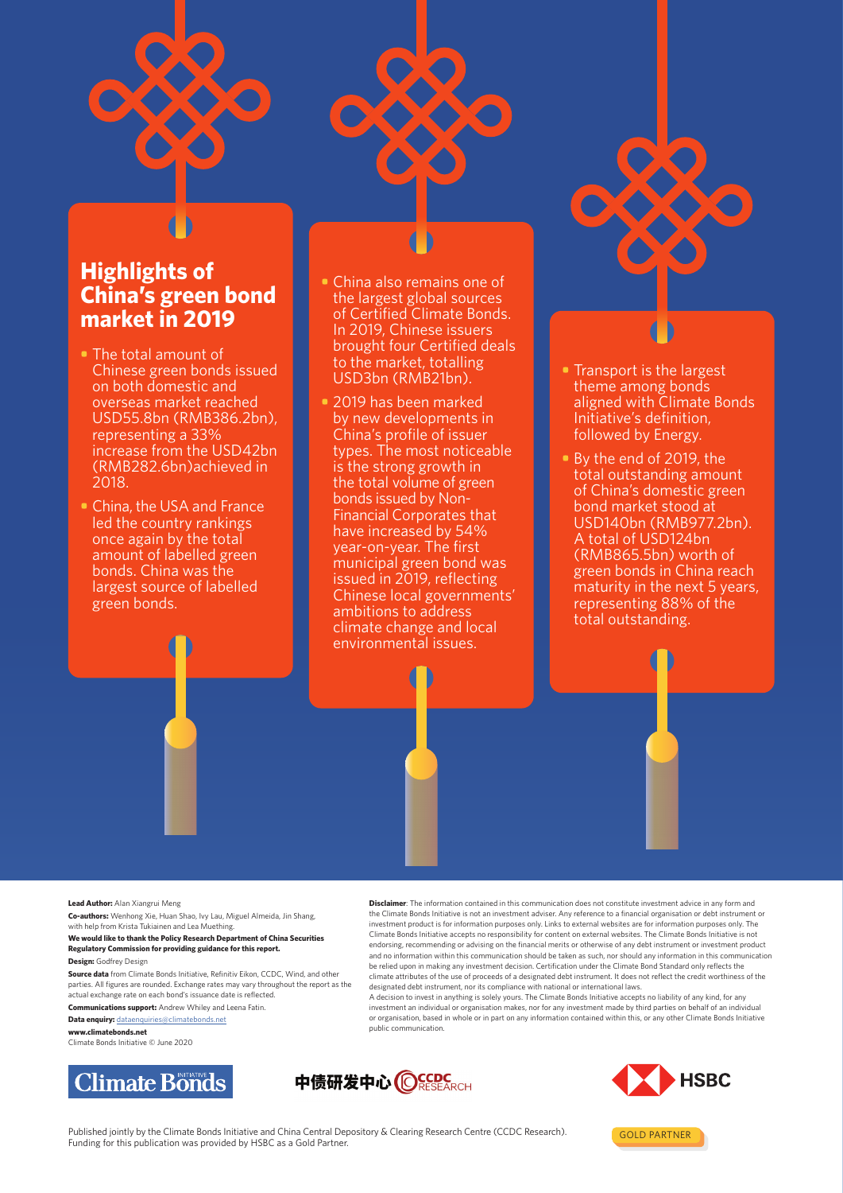# Highlights of China's green bond market in 2019

- The total amount of Chinese green bonds issued on both domestic and overseas market reached USD55.8bn (RMB386.2bn), representing a 33% increase from the USD42bn (RMB282.6bn)achieved in 2018.
- China, the USA and France led the country rankings once again by the total amount of labelled green bonds. China was the largest source of labelled green bonds.
- China also remains one of the largest global sources of Certified Climate Bonds. In 2019, Chinese issuers brought four Certified deals to the market, totalling USD3bn (RMB21bn).
- 2019 has been marked by new developments in China's profile of issuer types. The most noticeable is the strong growth in the total volume of green bonds issued by Non-Financial Corporates that have increased by 54% year-on-year. The first municipal green bond was issued in 2019, reflecting Chinese local governments' ambitions to address climate change and local environmental issues.
- Transport is the largest theme among bonds aligned with Climate Bonds Initiative's definition, followed by Energy.
- By the end of 2019, the total outstanding amount of China's domestic green bond market stood at USD140bn (RMB977.2bn). A total of USD124bn (RMB865.5bn) worth of green bonds in China reach maturity in the next 5 years, representing 88% of the total outstanding.

**Lead Author:** Alan Xiangrui Meng

**Co-authors:** Wenhong Xie, Huan Shao, Ivy Lau, Miguel Almeida, Jin Shang, with help from Krista Tukiainen and Lea Muething.

**We would like to thank the Policy Research Department of China Securities Regulatory Commission for providing guidance for this report.**

**Design:** Godfrey Design

**Source data** from Climate Bonds Initiative, Refinitiv Eikon, CCDC, Wind, and other parties. All figures are rounded. Exchange rates may vary throughout the report as the actual exchange rate on each bond's issuance date is reflected.

**Communications support:** Andrew Whiley and Leena Fatin.

**Data enquiry:** dataenquiries@climatebonds.net

**www.climatebonds.net**

Climate Bonds Initiative © June 2020

**Disclaimer**: The information contained in this communication does not constitute investment advice in any form and the Climate Bonds Initiative is not an investment adviser. Any reference to a financial organisation or debt instrument or investment product is for information purposes only. Links to external websites are for information purposes only. The Climate Bonds Initiative accepts no responsibility for content on external websites. The Climate Bonds Initiative is not endorsing, recommending or advising on the financial merits or otherwise of any debt instrument or investment product and no information within this communication should be taken as such, nor should any information in this communication be relied upon in making any investment decision. Certification under the Climate Bond Standard only reflects the climate attributes of the use of proceeds of a designated debt instrument. It does not reflect the credit worthiness of the designated debt instrument, nor its compliance with national or international laws.

A decision to invest in anything is solely yours. The Climate Bonds Initiative accepts no liability of any kind, for any investment an individual or organisation makes, nor for any investment made by third parties on behalf of an individual or organisation, based in whole or in part on any information contained within this, or any other Climate Bonds Initiative public communication.

Climate Bonds INITIATIVE

中债研发中心 CCDC RESEARCH

HSBC

Published jointly by the Climate Bonds Initiative and China Central Depository & Clearing Research Centre (CCDC Research). Funding for this publication was provided by HSBC as a Gold Partner.

GOLD PARTNER